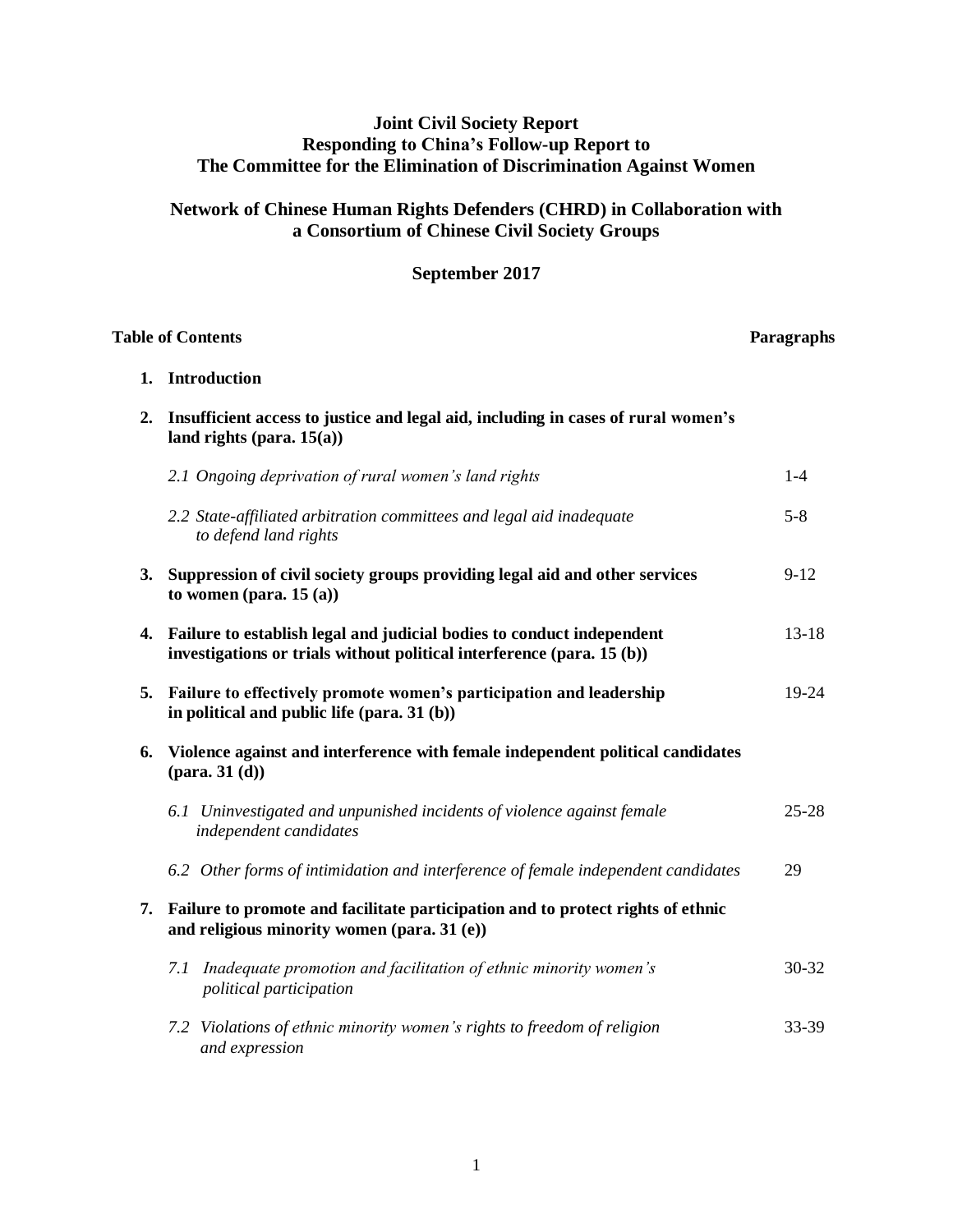# Joint Civil Society Report
# Responding to China's Follow-up Report to
# The Committee for the Elimination of Discrimination Against Women

## Network of Chinese Human Rights Defenders (CHRD) in Collaboration with a Consortium of Chinese Civil Society Groups

**September 2017**

| **Table of Contents** | **Paragraphs** |
|---|---|
| **1. Introduction** | |
| **2. Insufficient access to justice and legal aid, including in cases of rural women's land rights (para. 15(a))** | |
| *2.1 Ongoing deprivation of rural women's land rights* | 1-4 |
| *2.2 State-affiliated arbitration committees and legal aid inadequate to defend land rights* | 5-8 |
| **3. Suppression of civil society groups providing legal aid and other services to women (para. 15 (a))** | 9-12 |
| **4. Failure to establish legal and judicial bodies to conduct independent investigations or trials without political interference (para. 15 (b))** | 13-18 |
| **5. Failure to effectively promote women's participation and leadership in political and public life (para. 31 (b))** | 19-24 |
| **6. Violence against and interference with female independent political candidates (para. 31 (d))** | |
| *6.1 Uninvestigated and unpunished incidents of violence against female independent candidates* | 25-28 |
| *6.2 Other forms of intimidation and interference of female independent candidates* | 29 |
| **7. Failure to promote and facilitate participation and to protect rights of ethnic and religious minority women (para. 31 (e))** | |
| *7.1 Inadequate promotion and facilitation of ethnic minority women's political participation* | 30-32 |
| *7.2 Violations of ethnic minority women's rights to freedom of religion and expression* | 33-39 |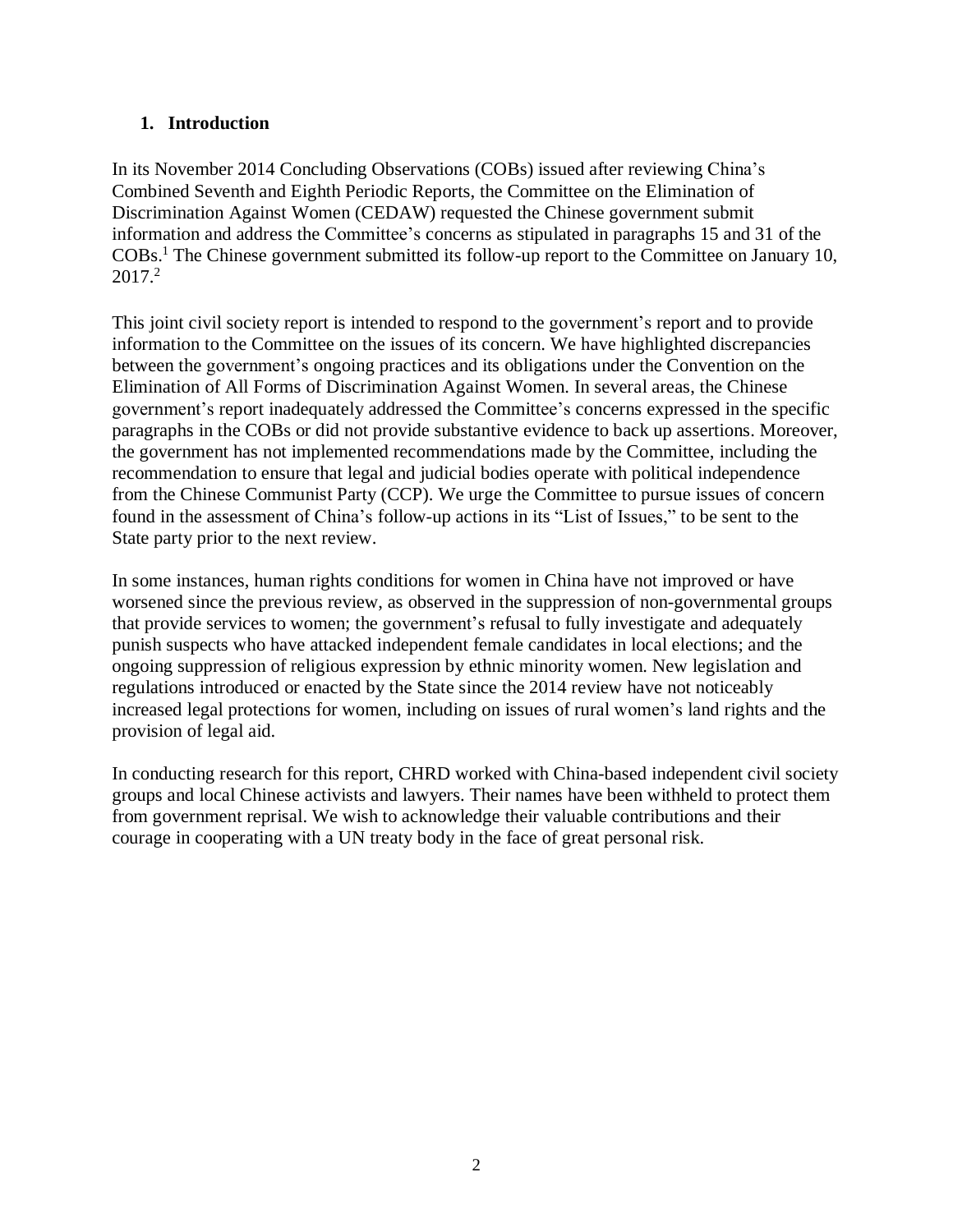## 1. Introduction

In its November 2014 Concluding Observations (COBs) issued after reviewing China's Combined Seventh and Eighth Periodic Reports, the Committee on the Elimination of Discrimination Against Women (CEDAW) requested the Chinese government submit information and address the Committee's concerns as stipulated in paragraphs 15 and 31 of the COBs.[1] The Chinese government submitted its follow-up report to the Committee on January 10, 2017.[2]

This joint civil society report is intended to respond to the government's report and to provide information to the Committee on the issues of its concern. We have highlighted discrepancies between the government's ongoing practices and its obligations under the Convention on the Elimination of All Forms of Discrimination Against Women. In several areas, the Chinese government's report inadequately addressed the Committee's concerns expressed in the specific paragraphs in the COBs or did not provide substantive evidence to back up assertions. Moreover, the government has not implemented recommendations made by the Committee, including the recommendation to ensure that legal and judicial bodies operate with political independence from the Chinese Communist Party (CCP). We urge the Committee to pursue issues of concern found in the assessment of China's follow-up actions in its "List of Issues," to be sent to the State party prior to the next review.

In some instances, human rights conditions for women in China have not improved or have worsened since the previous review, as observed in the suppression of non-governmental groups that provide services to women; the government's refusal to fully investigate and adequately punish suspects who have attacked independent female candidates in local elections; and the ongoing suppression of religious expression by ethnic minority women. New legislation and regulations introduced or enacted by the State since the 2014 review have not noticeably increased legal protections for women, including on issues of rural women's land rights and the provision of legal aid.

In conducting research for this report, CHRD worked with China-based independent civil society groups and local Chinese activists and lawyers. Their names have been withheld to protect them from government reprisal. We wish to acknowledge their valuable contributions and their courage in cooperating with a UN treaty body in the face of great personal risk.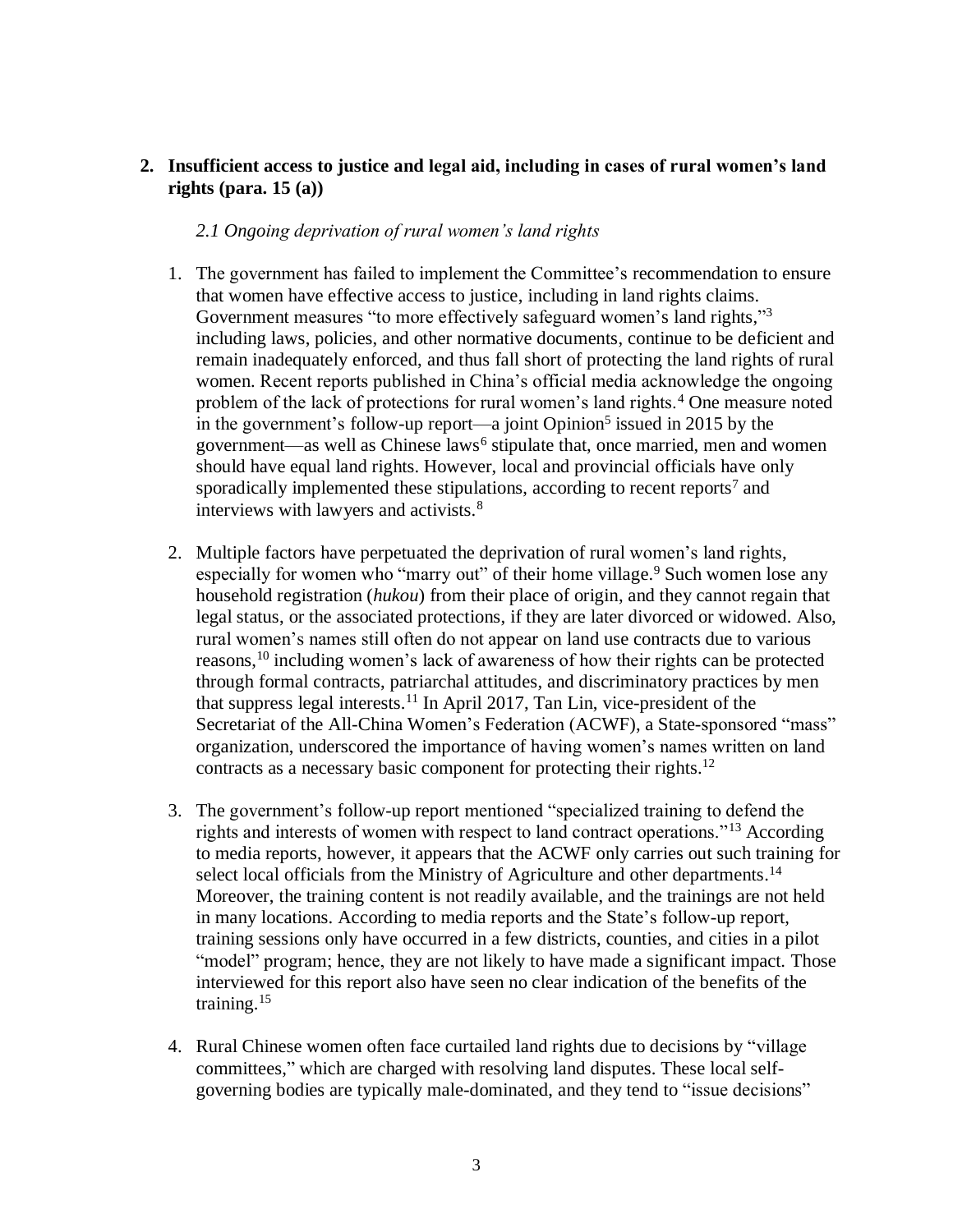## 2. Insufficient access to justice and legal aid, including in cases of rural women's land rights (para. 15 (a))

### *2.1 Ongoing deprivation of rural women's land rights*

1. The government has failed to implement the Committee's recommendation to ensure that women have effective access to justice, including in land rights claims. Government measures "to more effectively safeguard women's land rights,"[3] including laws, policies, and other normative documents, continue to be deficient and remain inadequately enforced, and thus fall short of protecting the land rights of rural women. Recent reports published in China's official media acknowledge the ongoing problem of the lack of protections for rural women's land rights.[4] One measure noted in the government's follow-up report—a joint Opinion[5] issued in 2015 by the government—as well as Chinese laws[6] stipulate that, once married, men and women should have equal land rights. However, local and provincial officials have only sporadically implemented these stipulations, according to recent reports[7] and interviews with lawyers and activists.[8]

2. Multiple factors have perpetuated the deprivation of rural women's land rights, especially for women who "marry out" of their home village.[9] Such women lose any household registration (*hukou*) from their place of origin, and they cannot regain that legal status, or the associated protections, if they are later divorced or widowed. Also, rural women's names still often do not appear on land use contracts due to various reasons,[10] including women's lack of awareness of how their rights can be protected through formal contracts, patriarchal attitudes, and discriminatory practices by men that suppress legal interests.[11] In April 2017, Tan Lin, vice-president of the Secretariat of the All-China Women's Federation (ACWF), a State-sponsored "mass" organization, underscored the importance of having women's names written on land contracts as a necessary basic component for protecting their rights.[12]

3. The government's follow-up report mentioned "specialized training to defend the rights and interests of women with respect to land contract operations."[13] According to media reports, however, it appears that the ACWF only carries out such training for select local officials from the Ministry of Agriculture and other departments.[14] Moreover, the training content is not readily available, and the trainings are not held in many locations. According to media reports and the State's follow-up report, training sessions only have occurred in a few districts, counties, and cities in a pilot "model" program; hence, they are not likely to have made a significant impact. Those interviewed for this report also have seen no clear indication of the benefits of the training.[15]

4. Rural Chinese women often face curtailed land rights due to decisions by "village committees," which are charged with resolving land disputes. These local self-governing bodies are typically male-dominated, and they tend to "issue decisions"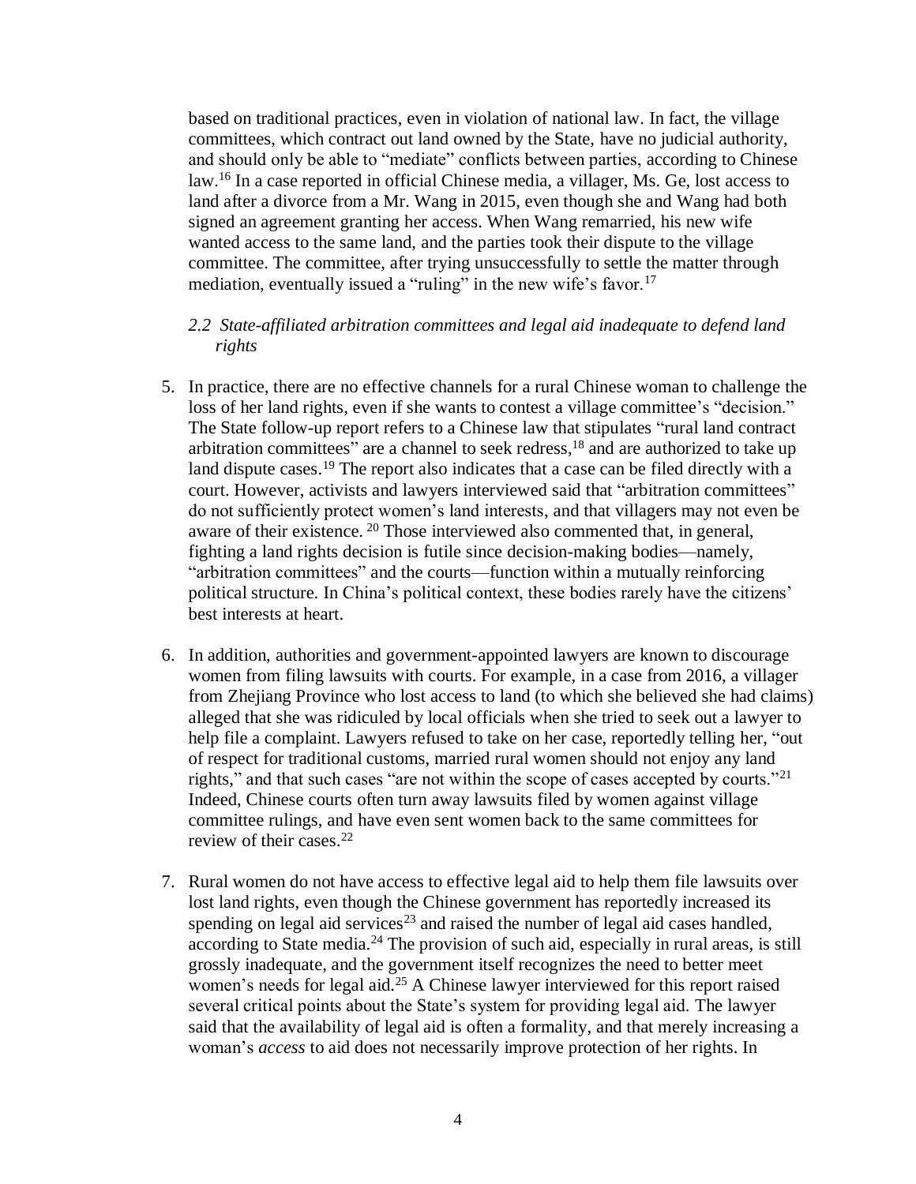based on traditional practices, even in violation of national law. In fact, the village committees, which contract out land owned by the State, have no judicial authority, and should only be able to "mediate" conflicts between parties, according to Chinese law.[16] In a case reported in official Chinese media, a villager, Ms. Ge, lost access to land after a divorce from a Mr. Wang in 2015, even though she and Wang had both signed an agreement granting her access. When Wang remarried, his new wife wanted access to the same land, and the parties took their dispute to the village committee. The committee, after trying unsuccessfully to settle the matter through mediation, eventually issued a "ruling" in the new wife's favor.[17]

### *2.2 State-affiliated arbitration committees and legal aid inadequate to defend land rights*

5. In practice, there are no effective channels for a rural Chinese woman to challenge the loss of her land rights, even if she wants to contest a village committee's "decision." The State follow-up report refers to a Chinese law that stipulates "rural land contract arbitration committees" are a channel to seek redress,[18] and are authorized to take up land dispute cases.[19] The report also indicates that a case can be filed directly with a court. However, activists and lawyers interviewed said that "arbitration committees" do not sufficiently protect women's land interests, and that villagers may not even be aware of their existence.[20] Those interviewed also commented that, in general, fighting a land rights decision is futile since decision-making bodies—namely, "arbitration committees" and the courts—function within a mutually reinforcing political structure. In China's political context, these bodies rarely have the citizens' best interests at heart.

6. In addition, authorities and government-appointed lawyers are known to discourage women from filing lawsuits with courts. For example, in a case from 2016, a villager from Zhejiang Province who lost access to land (to which she believed she had claims) alleged that she was ridiculed by local officials when she tried to seek out a lawyer to help file a complaint. Lawyers refused to take on her case, reportedly telling her, "out of respect for traditional customs, married rural women should not enjoy any land rights," and that such cases "are not within the scope of cases accepted by courts."[21] Indeed, Chinese courts often turn away lawsuits filed by women against village committee rulings, and have even sent women back to the same committees for review of their cases.[22]

7. Rural women do not have access to effective legal aid to help them file lawsuits over lost land rights, even though the Chinese government has reportedly increased its spending on legal aid services[23] and raised the number of legal aid cases handled, according to State media.[24] The provision of such aid, especially in rural areas, is still grossly inadequate, and the government itself recognizes the need to better meet women's needs for legal aid.[25] A Chinese lawyer interviewed for this report raised several critical points about the State's system for providing legal aid. The lawyer said that the availability of legal aid is often a formality, and that merely increasing a woman's *access* to aid does not necessarily improve protection of her rights. In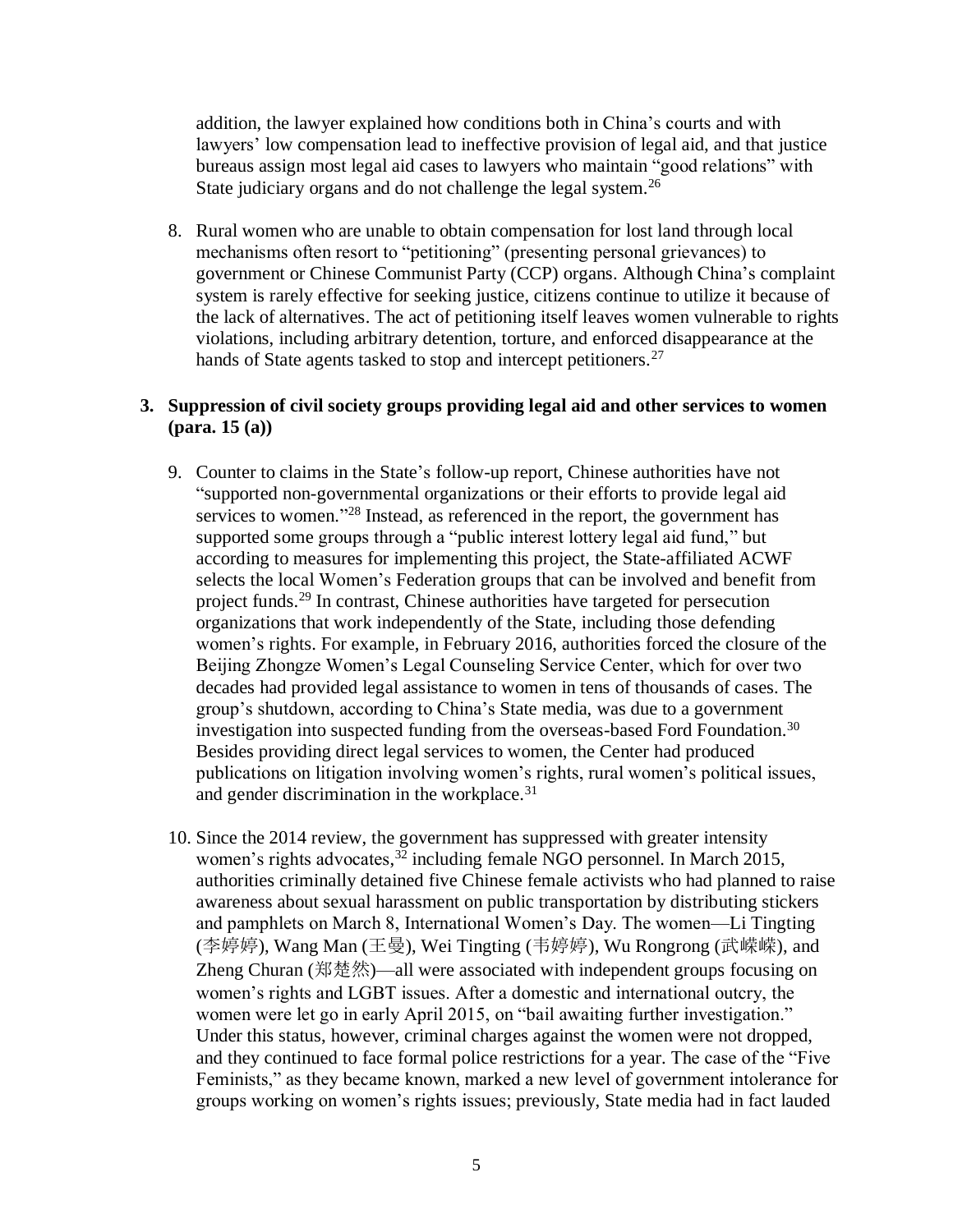addition, the lawyer explained how conditions both in China's courts and with lawyers' low compensation lead to ineffective provision of legal aid, and that justice bureaus assign most legal aid cases to lawyers who maintain "good relations" with State judiciary organs and do not challenge the legal system.[26]

8. Rural women who are unable to obtain compensation for lost land through local mechanisms often resort to "petitioning" (presenting personal grievances) to government or Chinese Communist Party (CCP) organs. Although China's complaint system is rarely effective for seeking justice, citizens continue to utilize it because of the lack of alternatives. The act of petitioning itself leaves women vulnerable to rights violations, including arbitrary detention, torture, and enforced disappearance at the hands of State agents tasked to stop and intercept petitioners.[27]

### 3. Suppression of civil society groups providing legal aid and other services to women (para. 15 (a))

9. Counter to claims in the State's follow-up report, Chinese authorities have not "supported non-governmental organizations or their efforts to provide legal aid services to women."[28] Instead, as referenced in the report, the government has supported some groups through a "public interest lottery legal aid fund," but according to measures for implementing this project, the State-affiliated ACWF selects the local Women's Federation groups that can be involved and benefit from project funds.[29] In contrast, Chinese authorities have targeted for persecution organizations that work independently of the State, including those defending women's rights. For example, in February 2016, authorities forced the closure of the Beijing Zhongze Women's Legal Counseling Service Center, which for over two decades had provided legal assistance to women in tens of thousands of cases. The group's shutdown, according to China's State media, was due to a government investigation into suspected funding from the overseas-based Ford Foundation.[30] Besides providing direct legal services to women, the Center had produced publications on litigation involving women's rights, rural women's political issues, and gender discrimination in the workplace.[31]

10. Since the 2014 review, the government has suppressed with greater intensity women's rights advocates,[32] including female NGO personnel. In March 2015, authorities criminally detained five Chinese female activists who had planned to raise awareness about sexual harassment on public transportation by distributing stickers and pamphlets on March 8, International Women's Day. The women—Li Tingting (李婷婷), Wang Man (王曼), Wei Tingting (韦婷婷), Wu Rongrong (武嵘嵘), and Zheng Churan (郑楚然)—all were associated with independent groups focusing on women's rights and LGBT issues. After a domestic and international outcry, the women were let go in early April 2015, on "bail awaiting further investigation." Under this status, however, criminal charges against the women were not dropped, and they continued to face formal police restrictions for a year. The case of the "Five Feminists," as they became known, marked a new level of government intolerance for groups working on women's rights issues; previously, State media had in fact lauded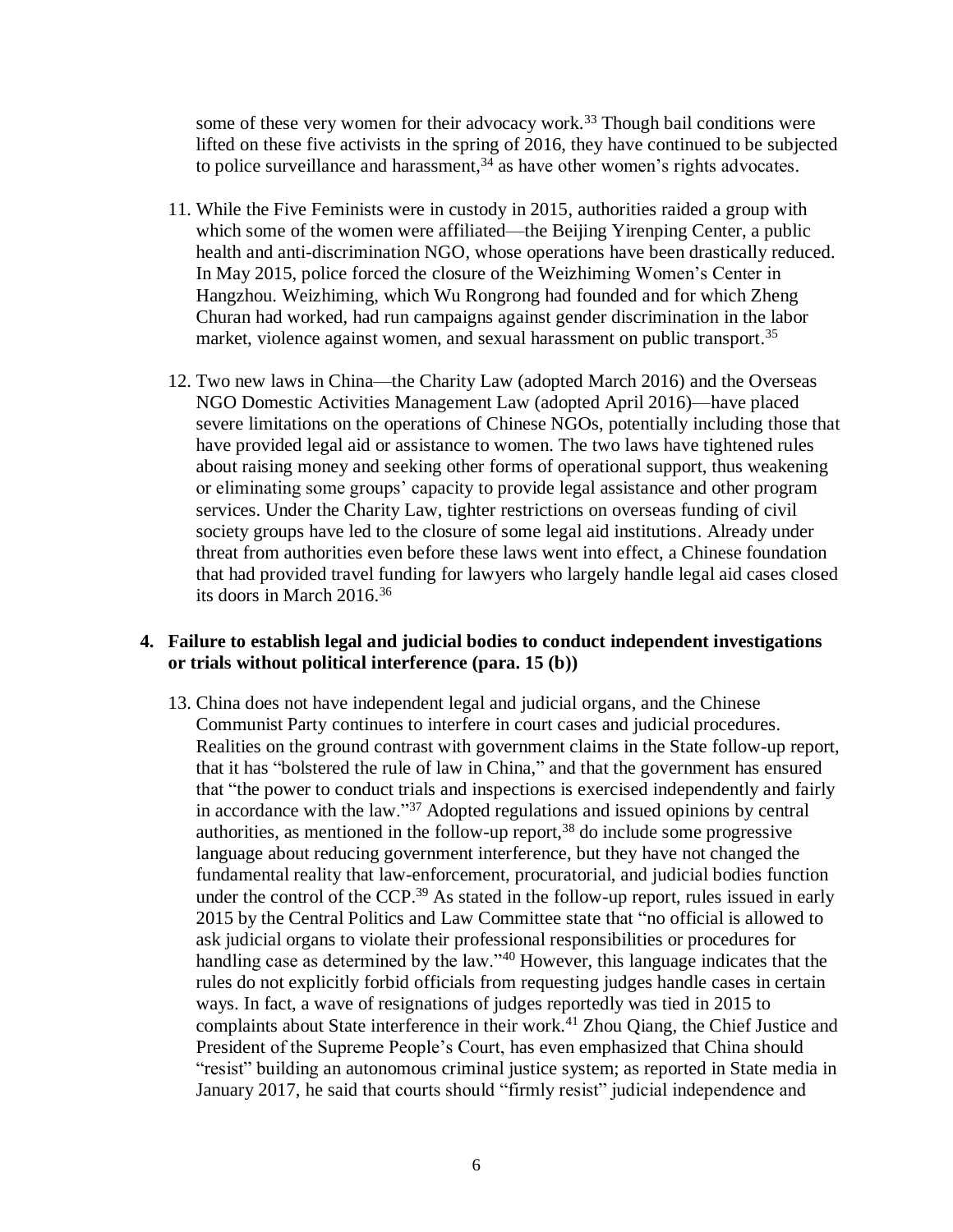some of these very women for their advocacy work.[33] Though bail conditions were lifted on these five activists in the spring of 2016, they have continued to be subjected to police surveillance and harassment,[34] as have other women's rights advocates.

11. While the Five Feminists were in custody in 2015, authorities raided a group with which some of the women were affiliated—the Beijing Yirenping Center, a public health and anti-discrimination NGO, whose operations have been drastically reduced. In May 2015, police forced the closure of the Weizhiming Women's Center in Hangzhou. Weizhiming, which Wu Rongrong had founded and for which Zheng Churan had worked, had run campaigns against gender discrimination in the labor market, violence against women, and sexual harassment on public transport.[35]

12. Two new laws in China—the Charity Law (adopted March 2016) and the Overseas NGO Domestic Activities Management Law (adopted April 2016)—have placed severe limitations on the operations of Chinese NGOs, potentially including those that have provided legal aid or assistance to women. The two laws have tightened rules about raising money and seeking other forms of operational support, thus weakening or eliminating some groups' capacity to provide legal assistance and other program services. Under the Charity Law, tighter restrictions on overseas funding of civil society groups have led to the closure of some legal aid institutions. Already under threat from authorities even before these laws went into effect, a Chinese foundation that had provided travel funding for lawyers who largely handle legal aid cases closed its doors in March 2016.[36]

## 4. Failure to establish legal and judicial bodies to conduct independent investigations or trials without political interference (para. 15 (b))

13. China does not have independent legal and judicial organs, and the Chinese Communist Party continues to interfere in court cases and judicial procedures. Realities on the ground contrast with government claims in the State follow-up report, that it has "bolstered the rule of law in China," and that the government has ensured that "the power to conduct trials and inspections is exercised independently and fairly in accordance with the law."[37] Adopted regulations and issued opinions by central authorities, as mentioned in the follow-up report,[38] do include some progressive language about reducing government interference, but they have not changed the fundamental reality that law-enforcement, procuratorial, and judicial bodies function under the control of the CCP.[39] As stated in the follow-up report, rules issued in early 2015 by the Central Politics and Law Committee state that "no official is allowed to ask judicial organs to violate their professional responsibilities or procedures for handling case as determined by the law."[40] However, this language indicates that the rules do not explicitly forbid officials from requesting judges handle cases in certain ways. In fact, a wave of resignations of judges reportedly was tied in 2015 to complaints about State interference in their work.[41] Zhou Qiang, the Chief Justice and President of the Supreme People's Court, has even emphasized that China should "resist" building an autonomous criminal justice system; as reported in State media in January 2017, he said that courts should "firmly resist" judicial independence and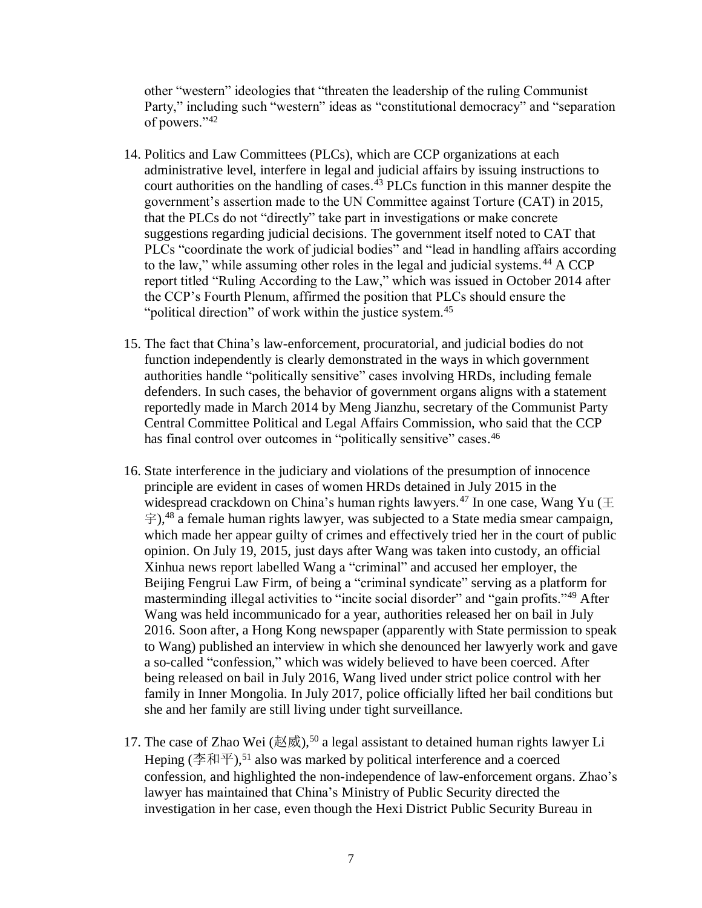other "western" ideologies that "threaten the leadership of the ruling Communist Party," including such "western" ideas as "constitutional democracy" and "separation of powers."[42]

14. Politics and Law Committees (PLCs), which are CCP organizations at each administrative level, interfere in legal and judicial affairs by issuing instructions to court authorities on the handling of cases.[43] PLCs function in this manner despite the government's assertion made to the UN Committee against Torture (CAT) in 2015, that the PLCs do not "directly" take part in investigations or make concrete suggestions regarding judicial decisions. The government itself noted to CAT that PLCs "coordinate the work of judicial bodies" and "lead in handling affairs according to the law," while assuming other roles in the legal and judicial systems.[44] A CCP report titled "Ruling According to the Law," which was issued in October 2014 after the CCP's Fourth Plenum, affirmed the position that PLCs should ensure the "political direction" of work within the justice system.[45]

15. The fact that China's law-enforcement, procuratorial, and judicial bodies do not function independently is clearly demonstrated in the ways in which government authorities handle "politically sensitive" cases involving HRDs, including female defenders. In such cases, the behavior of government organs aligns with a statement reportedly made in March 2014 by Meng Jianzhu, secretary of the Communist Party Central Committee Political and Legal Affairs Commission, who said that the CCP has final control over outcomes in "politically sensitive" cases.[46]

16. State interference in the judiciary and violations of the presumption of innocence principle are evident in cases of women HRDs detained in July 2015 in the widespread crackdown on China's human rights lawyers.[47] In one case, Wang Yu (王宇),[48] a female human rights lawyer, was subjected to a State media smear campaign, which made her appear guilty of crimes and effectively tried her in the court of public opinion. On July 19, 2015, just days after Wang was taken into custody, an official Xinhua news report labelled Wang a "criminal" and accused her employer, the Beijing Fengrui Law Firm, of being a "criminal syndicate" serving as a platform for masterminding illegal activities to "incite social disorder" and "gain profits."[49] After Wang was held incommunicado for a year, authorities released her on bail in July 2016. Soon after, a Hong Kong newspaper (apparently with State permission to speak to Wang) published an interview in which she denounced her lawyerly work and gave a so-called "confession," which was widely believed to have been coerced. After being released on bail in July 2016, Wang lived under strict police control with her family in Inner Mongolia. In July 2017, police officially lifted her bail conditions but she and her family are still living under tight surveillance.

17. The case of Zhao Wei (赵威),[50] a legal assistant to detained human rights lawyer Li Heping (李和平),[51] also was marked by political interference and a coerced confession, and highlighted the non-independence of law-enforcement organs. Zhao's lawyer has maintained that China's Ministry of Public Security directed the investigation in her case, even though the Hexi District Public Security Bureau in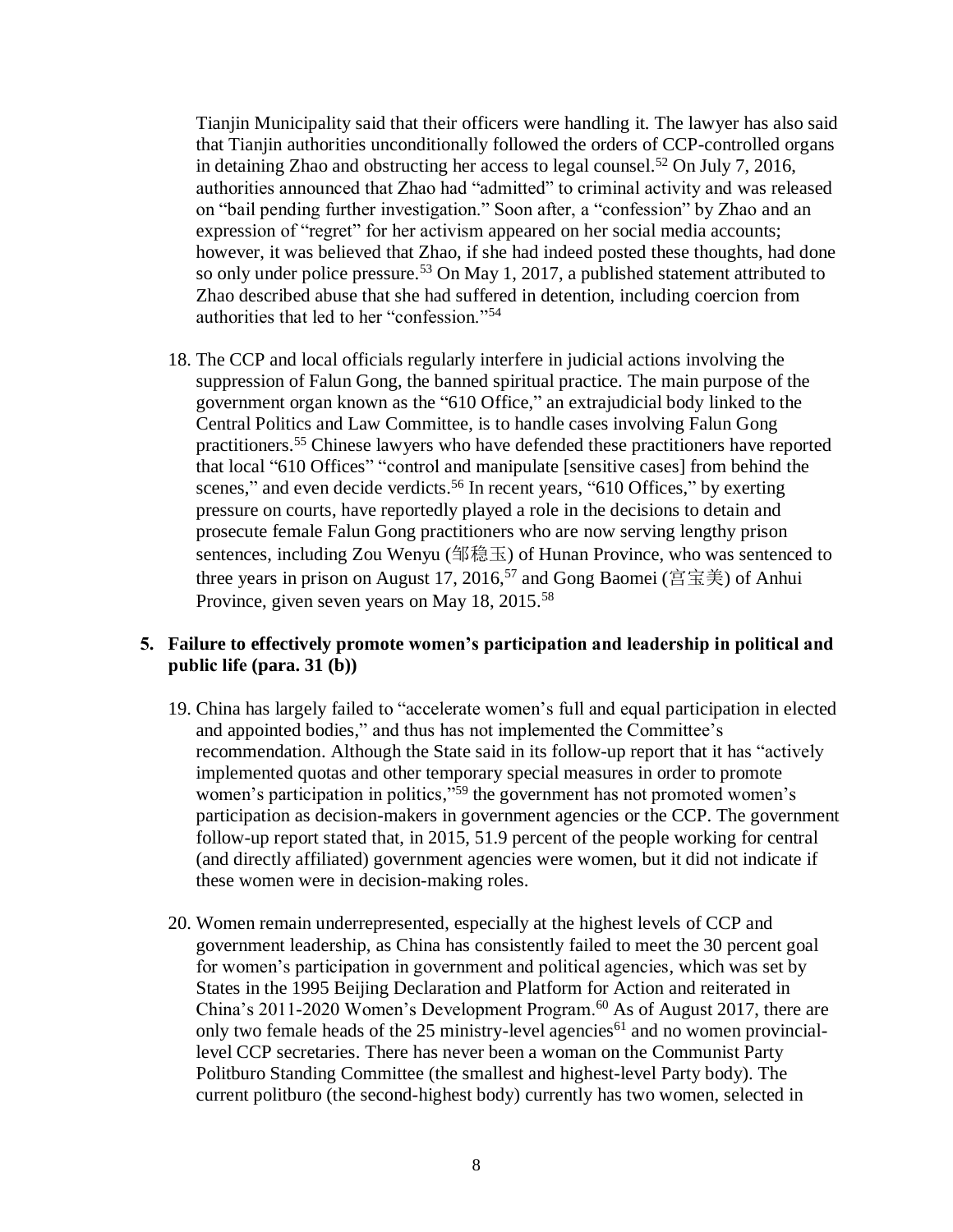Tianjin Municipality said that their officers were handling it. The lawyer has also said that Tianjin authorities unconditionally followed the orders of CCP-controlled organs in detaining Zhao and obstructing her access to legal counsel.[52] On July 7, 2016, authorities announced that Zhao had "admitted" to criminal activity and was released on "bail pending further investigation." Soon after, a "confession" by Zhao and an expression of "regret" for her activism appeared on her social media accounts; however, it was believed that Zhao, if she had indeed posted these thoughts, had done so only under police pressure.[53] On May 1, 2017, a published statement attributed to Zhao described abuse that she had suffered in detention, including coercion from authorities that led to her "confession."[54]

18. The CCP and local officials regularly interfere in judicial actions involving the suppression of Falun Gong, the banned spiritual practice. The main purpose of the government organ known as the "610 Office," an extrajudicial body linked to the Central Politics and Law Committee, is to handle cases involving Falun Gong practitioners.[55] Chinese lawyers who have defended these practitioners have reported that local "610 Offices" "control and manipulate [sensitive cases] from behind the scenes," and even decide verdicts.[56] In recent years, "610 Offices," by exerting pressure on courts, have reportedly played a role in the decisions to detain and prosecute female Falun Gong practitioners who are now serving lengthy prison sentences, including Zou Wenyu (邹稳玉) of Hunan Province, who was sentenced to three years in prison on August 17, 2016,[57] and Gong Baomei (宫宝美) of Anhui Province, given seven years on May 18, 2015.[58]

## 5. Failure to effectively promote women's participation and leadership in political and public life (para. 31 (b))

19. China has largely failed to "accelerate women's full and equal participation in elected and appointed bodies," and thus has not implemented the Committee's recommendation. Although the State said in its follow-up report that it has "actively implemented quotas and other temporary special measures in order to promote women's participation in politics,"[59] the government has not promoted women's participation as decision-makers in government agencies or the CCP. The government follow-up report stated that, in 2015, 51.9 percent of the people working for central (and directly affiliated) government agencies were women, but it did not indicate if these women were in decision-making roles.

20. Women remain underrepresented, especially at the highest levels of CCP and government leadership, as China has consistently failed to meet the 30 percent goal for women's participation in government and political agencies, which was set by States in the 1995 Beijing Declaration and Platform for Action and reiterated in China's 2011-2020 Women's Development Program.[60] As of August 2017, there are only two female heads of the 25 ministry-level agencies[61] and no women provincial-level CCP secretaries. There has never been a woman on the Communist Party Politburo Standing Committee (the smallest and highest-level Party body). The current politburo (the second-highest body) currently has two women, selected in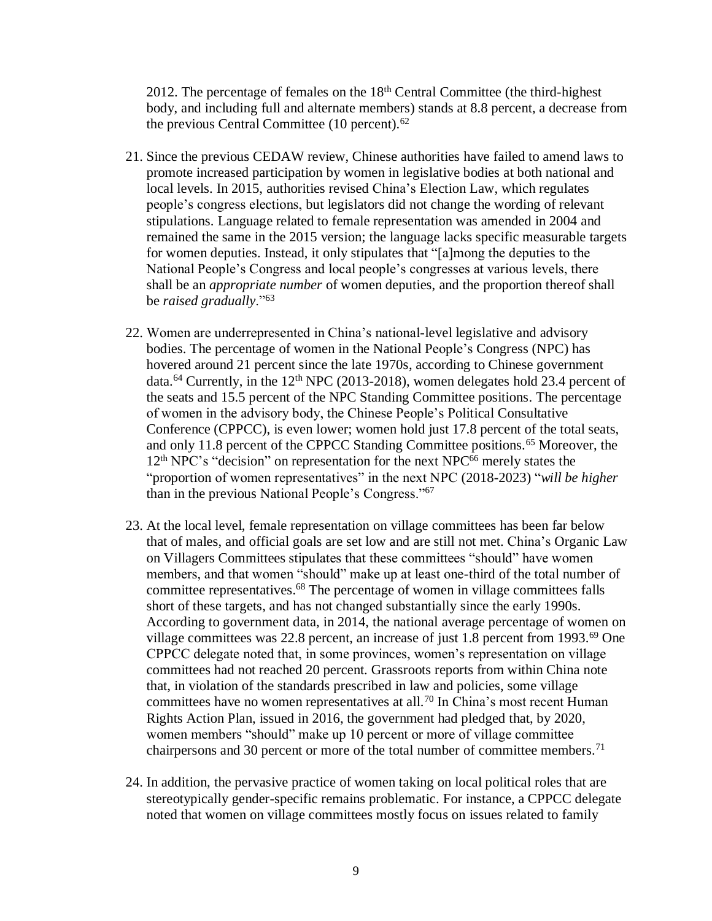2012. The percentage of females on the 18th Central Committee (the third-highest body, and including full and alternate members) stands at 8.8 percent, a decrease from the previous Central Committee (10 percent).[62]

21. Since the previous CEDAW review, Chinese authorities have failed to amend laws to promote increased participation by women in legislative bodies at both national and local levels. In 2015, authorities revised China's Election Law, which regulates people's congress elections, but legislators did not change the wording of relevant stipulations. Language related to female representation was amended in 2004 and remained the same in the 2015 version; the language lacks specific measurable targets for women deputies. Instead, it only stipulates that "[a]mong the deputies to the National People's Congress and local people's congresses at various levels, there shall be an *appropriate number* of women deputies, and the proportion thereof shall be *raised gradually*."[63]

22. Women are underrepresented in China's national-level legislative and advisory bodies. The percentage of women in the National People's Congress (NPC) has hovered around 21 percent since the late 1970s, according to Chinese government data.[64] Currently, in the 12th NPC (2013-2018), women delegates hold 23.4 percent of the seats and 15.5 percent of the NPC Standing Committee positions. The percentage of women in the advisory body, the Chinese People's Political Consultative Conference (CPPCC), is even lower; women hold just 17.8 percent of the total seats, and only 11.8 percent of the CPPCC Standing Committee positions.[65] Moreover, the 12th NPC's "decision" on representation for the next NPC[66] merely states the "proportion of women representatives" in the next NPC (2018-2023) "*will be higher* than in the previous National People's Congress."[67]

23. At the local level, female representation on village committees has been far below that of males, and official goals are set low and are still not met. China's Organic Law on Villagers Committees stipulates that these committees "should" have women members, and that women "should" make up at least one-third of the total number of committee representatives.[68] The percentage of women in village committees falls short of these targets, and has not changed substantially since the early 1990s. According to government data, in 2014, the national average percentage of women on village committees was 22.8 percent, an increase of just 1.8 percent from 1993.[69] One CPPCC delegate noted that, in some provinces, women's representation on village committees had not reached 20 percent. Grassroots reports from within China note that, in violation of the standards prescribed in law and policies, some village committees have no women representatives at all.[70] In China's most recent Human Rights Action Plan, issued in 2016, the government had pledged that, by 2020, women members "should" make up 10 percent or more of village committee chairpersons and 30 percent or more of the total number of committee members.[71]

24. In addition, the pervasive practice of women taking on local political roles that are stereotypically gender-specific remains problematic. For instance, a CPPCC delegate noted that women on village committees mostly focus on issues related to family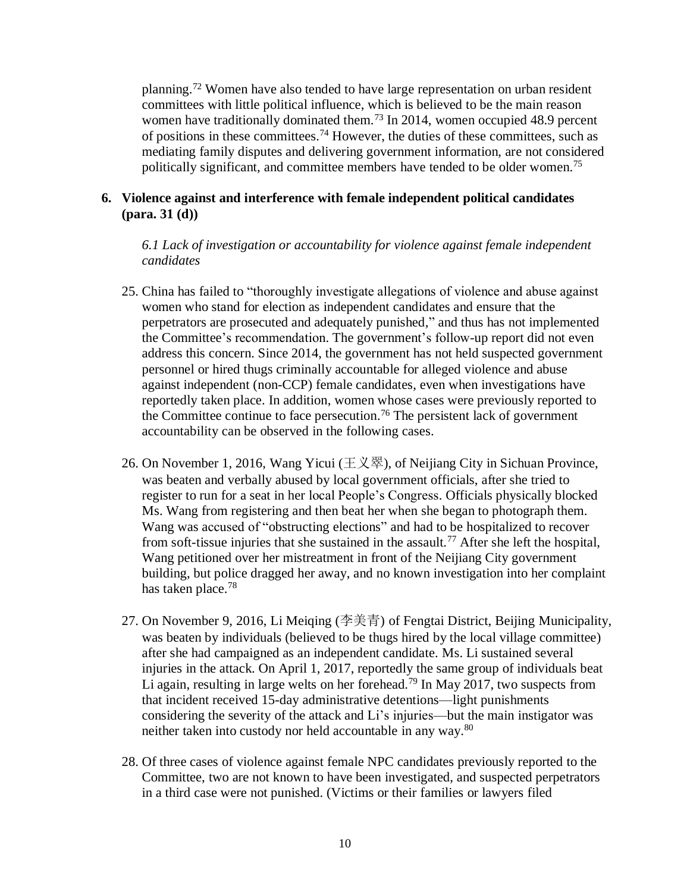planning.[72] Women have also tended to have large representation on urban resident committees with little political influence, which is believed to be the main reason women have traditionally dominated them.[73] In 2014, women occupied 48.9 percent of positions in these committees.[74] However, the duties of these committees, such as mediating family disputes and delivering government information, are not considered politically significant, and committee members have tended to be older women.[75]

## 6. Violence against and interference with female independent political candidates (para. 31 (d))

*6.1 Lack of investigation or accountability for violence against female independent candidates*

25. China has failed to "thoroughly investigate allegations of violence and abuse against women who stand for election as independent candidates and ensure that the perpetrators are prosecuted and adequately punished," and thus has not implemented the Committee's recommendation. The government's follow-up report did not even address this concern. Since 2014, the government has not held suspected government personnel or hired thugs criminally accountable for alleged violence and abuse against independent (non-CCP) female candidates, even when investigations have reportedly taken place. In addition, women whose cases were previously reported to the Committee continue to face persecution.[76] The persistent lack of government accountability can be observed in the following cases.

26. On November 1, 2016, Wang Yicui (王义翠), of Neijiang City in Sichuan Province, was beaten and verbally abused by local government officials, after she tried to register to run for a seat in her local People's Congress. Officials physically blocked Ms. Wang from registering and then beat her when she began to photograph them. Wang was accused of "obstructing elections" and had to be hospitalized to recover from soft-tissue injuries that she sustained in the assault.[77] After she left the hospital, Wang petitioned over her mistreatment in front of the Neijiang City government building, but police dragged her away, and no known investigation into her complaint has taken place.[78]

27. On November 9, 2016, Li Meiqing (李美青) of Fengtai District, Beijing Municipality, was beaten by individuals (believed to be thugs hired by the local village committee) after she had campaigned as an independent candidate. Ms. Li sustained several injuries in the attack. On April 1, 2017, reportedly the same group of individuals beat Li again, resulting in large welts on her forehead.[79] In May 2017, two suspects from that incident received 15-day administrative detentions—light punishments considering the severity of the attack and Li's injuries—but the main instigator was neither taken into custody nor held accountable in any way.[80]

28. Of three cases of violence against female NPC candidates previously reported to the Committee, two are not known to have been investigated, and suspected perpetrators in a third case were not punished. (Victims or their families or lawyers filed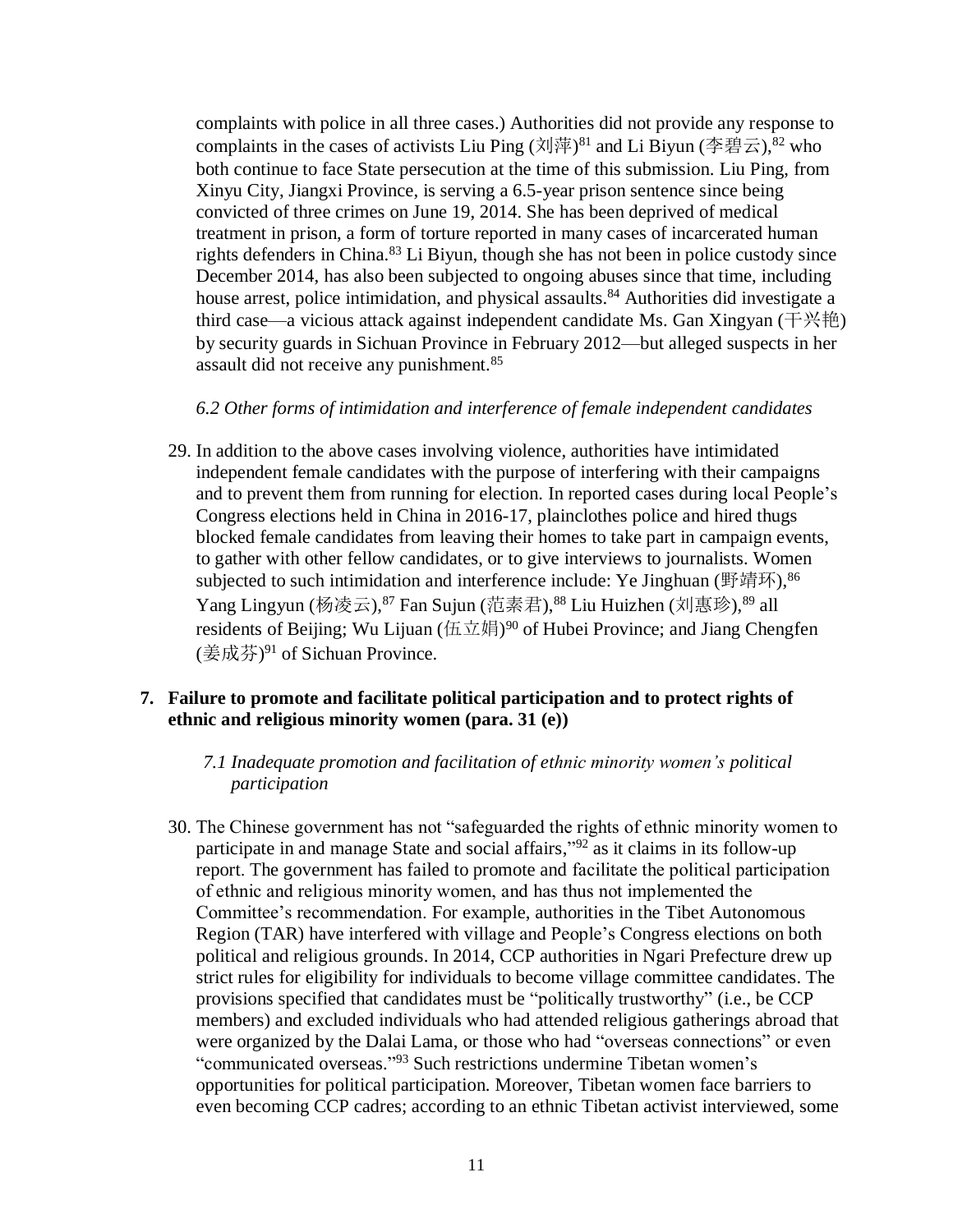complaints with police in all three cases.) Authorities did not provide any response to complaints in the cases of activists Liu Ping (刘萍)[81] and Li Biyun (李碧云),[82] who both continue to face State persecution at the time of this submission. Liu Ping, from Xinyu City, Jiangxi Province, is serving a 6.5-year prison sentence since being convicted of three crimes on June 19, 2014. She has been deprived of medical treatment in prison, a form of torture reported in many cases of incarcerated human rights defenders in China.[83] Li Biyun, though she has not been in police custody since December 2014, has also been subjected to ongoing abuses since that time, including house arrest, police intimidation, and physical assaults.[84] Authorities did investigate a third case—a vicious attack against independent candidate Ms. Gan Xingyan (干兴艳) by security guards in Sichuan Province in February 2012—but alleged suspects in her assault did not receive any punishment.[85]

*6.2 Other forms of intimidation and interference of female independent candidates*

29. In addition to the above cases involving violence, authorities have intimidated independent female candidates with the purpose of interfering with their campaigns and to prevent them from running for election. In reported cases during local People's Congress elections held in China in 2016-17, plainclothes police and hired thugs blocked female candidates from leaving their homes to take part in campaign events, to gather with other fellow candidates, or to give interviews to journalists. Women subjected to such intimidation and interference include: Ye Jinghuan (野靖环),[86] Yang Lingyun (杨凌云),[87] Fan Sujun (范素君),[88] Liu Huizhen (刘惠珍),[89] all residents of Beijing; Wu Lijuan (伍立娟)[90] of Hubei Province; and Jiang Chengfen (姜成芬)[91] of Sichuan Province.

## 7. Failure to promote and facilitate political participation and to protect rights of ethnic and religious minority women (para. 31 (e))

*7.1 Inadequate promotion and facilitation of ethnic minority women's political participation*

30. The Chinese government has not "safeguarded the rights of ethnic minority women to participate in and manage State and social affairs,"[92] as it claims in its follow-up report. The government has failed to promote and facilitate the political participation of ethnic and religious minority women, and has thus not implemented the Committee's recommendation. For example, authorities in the Tibet Autonomous Region (TAR) have interfered with village and People's Congress elections on both political and religious grounds. In 2014, CCP authorities in Ngari Prefecture drew up strict rules for eligibility for individuals to become village committee candidates. The provisions specified that candidates must be "politically trustworthy" (i.e., be CCP members) and excluded individuals who had attended religious gatherings abroad that were organized by the Dalai Lama, or those who had "overseas connections" or even "communicated overseas."[93] Such restrictions undermine Tibetan women's opportunities for political participation. Moreover, Tibetan women face barriers to even becoming CCP cadres; according to an ethnic Tibetan activist interviewed, some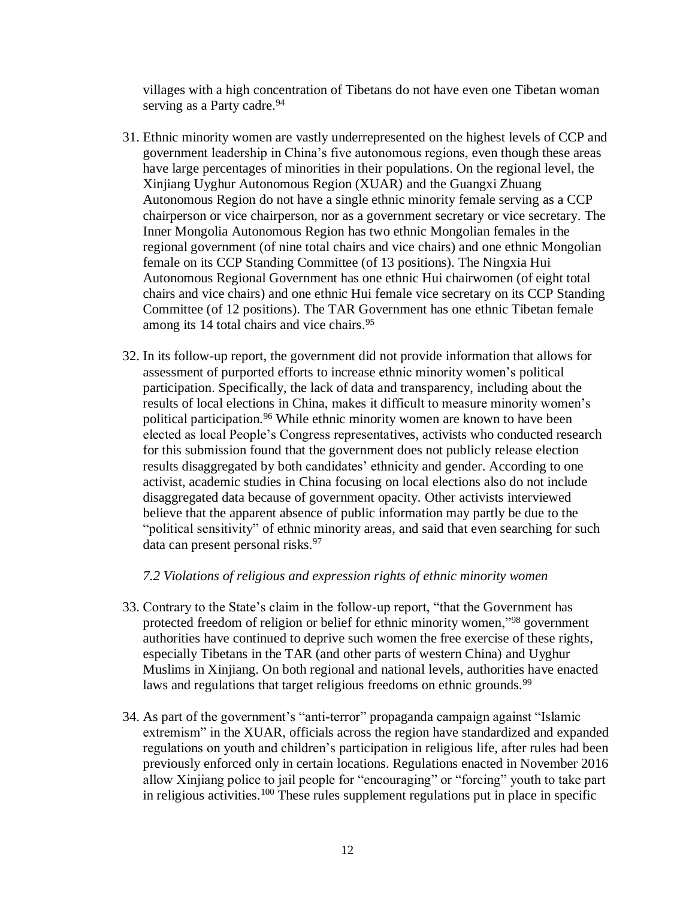villages with a high concentration of Tibetans do not have even one Tibetan woman serving as a Party cadre.[94]

31. Ethnic minority women are vastly underrepresented on the highest levels of CCP and government leadership in China's five autonomous regions, even though these areas have large percentages of minorities in their populations. On the regional level, the Xinjiang Uyghur Autonomous Region (XUAR) and the Guangxi Zhuang Autonomous Region do not have a single ethnic minority female serving as a CCP chairperson or vice chairperson, nor as a government secretary or vice secretary. The Inner Mongolia Autonomous Region has two ethnic Mongolian females in the regional government (of nine total chairs and vice chairs) and one ethnic Mongolian female on its CCP Standing Committee (of 13 positions). The Ningxia Hui Autonomous Regional Government has one ethnic Hui chairwomen (of eight total chairs and vice chairs) and one ethnic Hui female vice secretary on its CCP Standing Committee (of 12 positions). The TAR Government has one ethnic Tibetan female among its 14 total chairs and vice chairs.[95]

32. In its follow-up report, the government did not provide information that allows for assessment of purported efforts to increase ethnic minority women's political participation. Specifically, the lack of data and transparency, including about the results of local elections in China, makes it difficult to measure minority women's political participation.[96] While ethnic minority women are known to have been elected as local People's Congress representatives, activists who conducted research for this submission found that the government does not publicly release election results disaggregated by both candidates' ethnicity and gender. According to one activist, academic studies in China focusing on local elections also do not include disaggregated data because of government opacity. Other activists interviewed believe that the apparent absence of public information may partly be due to the "political sensitivity" of ethnic minority areas, and said that even searching for such data can present personal risks.[97]

*7.2 Violations of religious and expression rights of ethnic minority women*

33. Contrary to the State's claim in the follow-up report, "that the Government has protected freedom of religion or belief for ethnic minority women,"[98] government authorities have continued to deprive such women the free exercise of these rights, especially Tibetans in the TAR (and other parts of western China) and Uyghur Muslims in Xinjiang. On both regional and national levels, authorities have enacted laws and regulations that target religious freedoms on ethnic grounds.[99]

34. As part of the government's "anti-terror" propaganda campaign against "Islamic extremism" in the XUAR, officials across the region have standardized and expanded regulations on youth and children's participation in religious life, after rules had been previously enforced only in certain locations. Regulations enacted in November 2016 allow Xinjiang police to jail people for "encouraging" or "forcing" youth to take part in religious activities.[100] These rules supplement regulations put in place in specific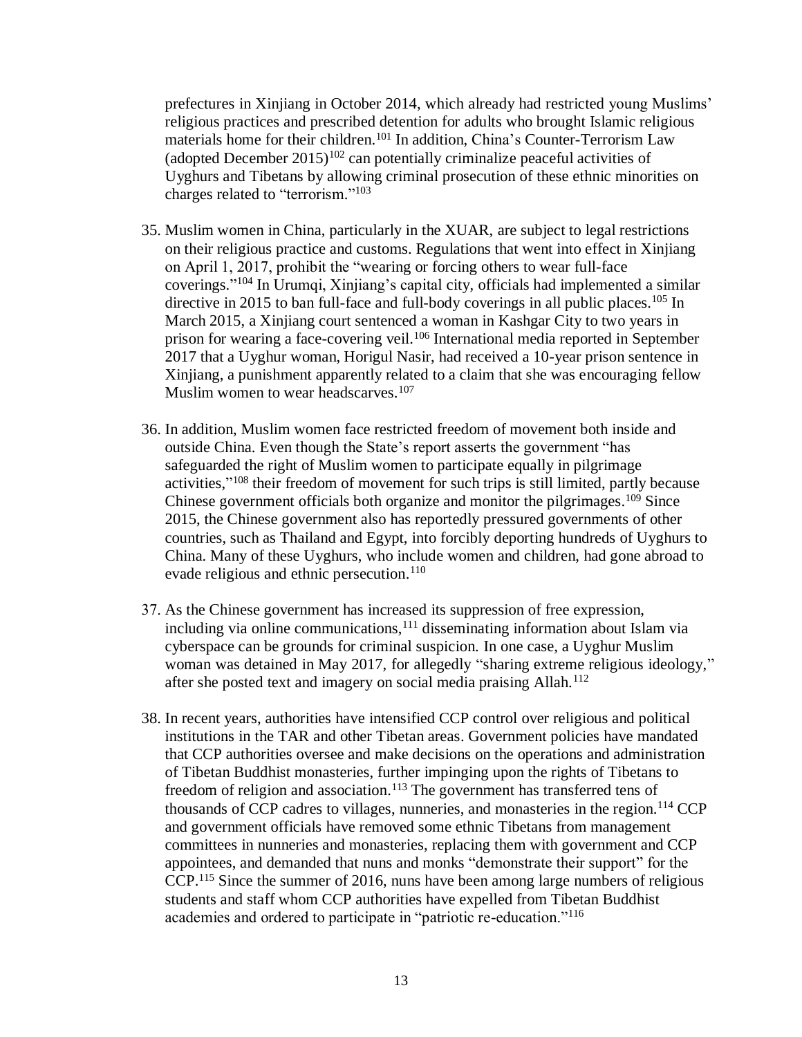prefectures in Xinjiang in October 2014, which already had restricted young Muslims' religious practices and prescribed detention for adults who brought Islamic religious materials home for their children.[101] In addition, China's Counter-Terrorism Law (adopted December 2015)[102] can potentially criminalize peaceful activities of Uyghurs and Tibetans by allowing criminal prosecution of these ethnic minorities on charges related to "terrorism."[103]

35. Muslim women in China, particularly in the XUAR, are subject to legal restrictions on their religious practice and customs. Regulations that went into effect in Xinjiang on April 1, 2017, prohibit the "wearing or forcing others to wear full-face coverings."[104] In Urumqi, Xinjiang's capital city, officials had implemented a similar directive in 2015 to ban full-face and full-body coverings in all public places.[105] In March 2015, a Xinjiang court sentenced a woman in Kashgar City to two years in prison for wearing a face-covering veil.[106] International media reported in September 2017 that a Uyghur woman, Horigul Nasir, had received a 10-year prison sentence in Xinjiang, a punishment apparently related to a claim that she was encouraging fellow Muslim women to wear headscarves.[107]

36. In addition, Muslim women face restricted freedom of movement both inside and outside China. Even though the State's report asserts the government "has safeguarded the right of Muslim women to participate equally in pilgrimage activities,"[108] their freedom of movement for such trips is still limited, partly because Chinese government officials both organize and monitor the pilgrimages.[109] Since 2015, the Chinese government also has reportedly pressured governments of other countries, such as Thailand and Egypt, into forcibly deporting hundreds of Uyghurs to China. Many of these Uyghurs, who include women and children, had gone abroad to evade religious and ethnic persecution.[110]

37. As the Chinese government has increased its suppression of free expression, including via online communications,[111] disseminating information about Islam via cyberspace can be grounds for criminal suspicion. In one case, a Uyghur Muslim woman was detained in May 2017, for allegedly "sharing extreme religious ideology," after she posted text and imagery on social media praising Allah.[112]

38. In recent years, authorities have intensified CCP control over religious and political institutions in the TAR and other Tibetan areas. Government policies have mandated that CCP authorities oversee and make decisions on the operations and administration of Tibetan Buddhist monasteries, further impinging upon the rights of Tibetans to freedom of religion and association.[113] The government has transferred tens of thousands of CCP cadres to villages, nunneries, and monasteries in the region.[114] CCP and government officials have removed some ethnic Tibetans from management committees in nunneries and monasteries, replacing them with government and CCP appointees, and demanded that nuns and monks "demonstrate their support" for the CCP.[115] Since the summer of 2016, nuns have been among large numbers of religious students and staff whom CCP authorities have expelled from Tibetan Buddhist academies and ordered to participate in "patriotic re-education."[116]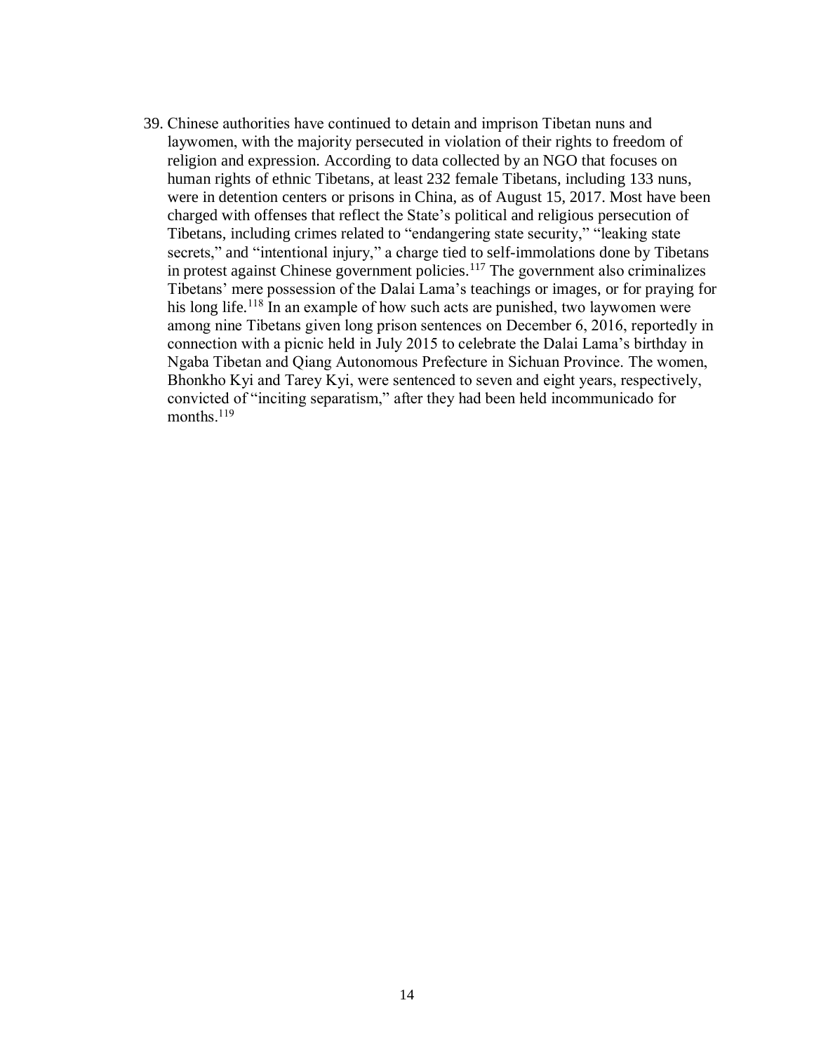39. Chinese authorities have continued to detain and imprison Tibetan nuns and laywomen, with the majority persecuted in violation of their rights to freedom of religion and expression. According to data collected by an NGO that focuses on human rights of ethnic Tibetans, at least 232 female Tibetans, including 133 nuns, were in detention centers or prisons in China, as of August 15, 2017. Most have been charged with offenses that reflect the State's political and religious persecution of Tibetans, including crimes related to "endangering state security," "leaking state secrets," and "intentional injury," a charge tied to self-immolations done by Tibetans in protest against Chinese government policies.[117] The government also criminalizes Tibetans' mere possession of the Dalai Lama's teachings or images, or for praying for his long life.[118] In an example of how such acts are punished, two laywomen were among nine Tibetans given long prison sentences on December 6, 2016, reportedly in connection with a picnic held in July 2015 to celebrate the Dalai Lama's birthday in Ngaba Tibetan and Qiang Autonomous Prefecture in Sichuan Province. The women, Bhonkho Kyi and Tarey Kyi, were sentenced to seven and eight years, respectively, convicted of "inciting separatism," after they had been held incommunicado for months.[119]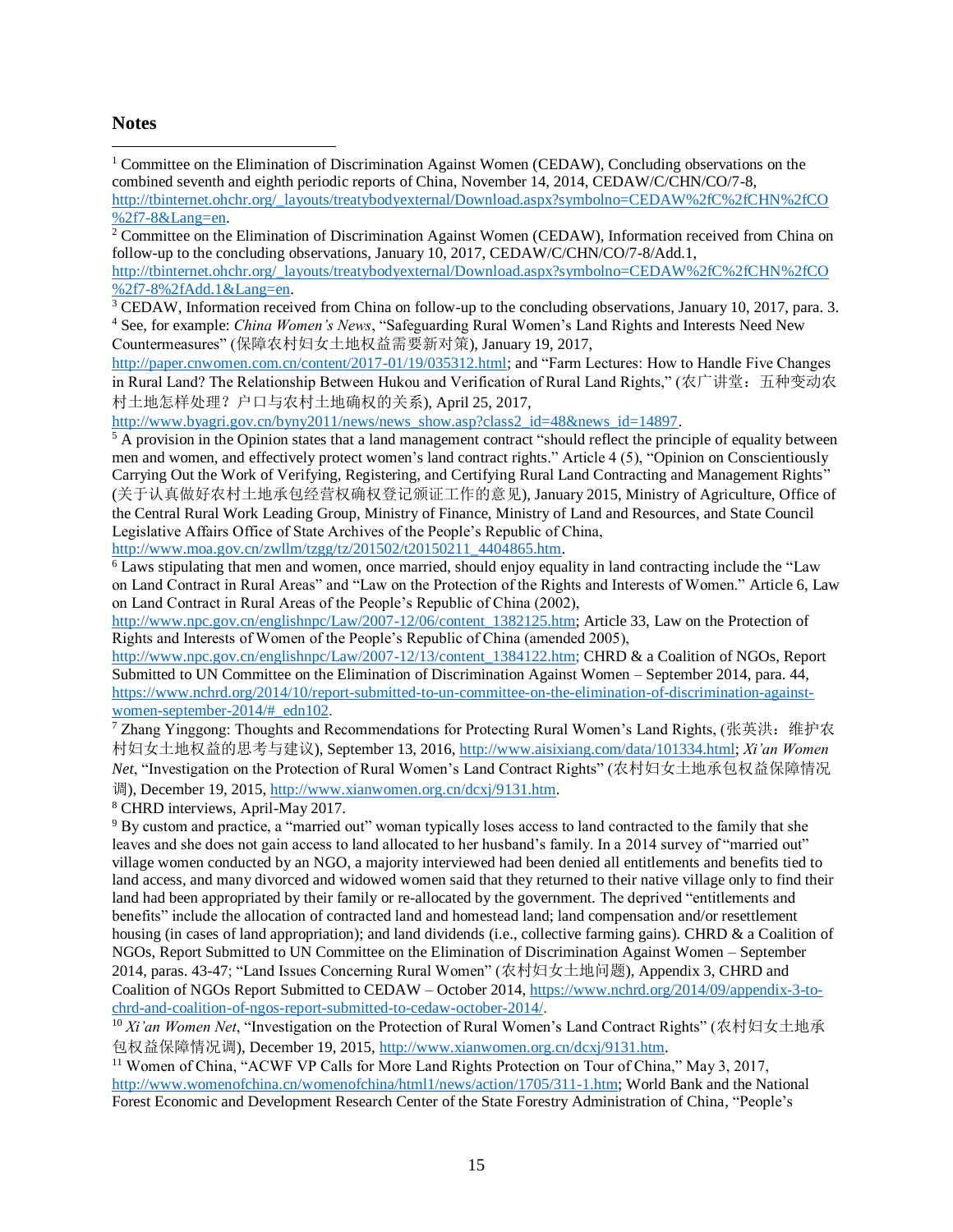## Notes

[1] Committee on the Elimination of Discrimination Against Women (CEDAW), Concluding observations on the combined seventh and eighth periodic reports of China, November 14, 2014, CEDAW/C/CHN/CO/7-8, http://tbinternet.ohchr.org/_layouts/treatybodyexternal/Download.aspx?symbolno=CEDAW%2fC%2fCHN%2fCO%2f7-8&Lang=en.

[2] Committee on the Elimination of Discrimination Against Women (CEDAW), Information received from China on follow-up to the concluding observations, January 10, 2017, CEDAW/C/CHN/CO/7-8/Add.1, http://tbinternet.ohchr.org/_layouts/treatybodyexternal/Download.aspx?symbolno=CEDAW%2fC%2fCHN%2fCO%2f7-8%2fAdd.1&Lang=en.

[3] CEDAW, Information received from China on follow-up to the concluding observations, January 10, 2017, para. 3.

[4] See, for example: *China Women's News*, "Safeguarding Rural Women's Land Rights and Interests Need New Countermeasures" (保障农村妇女土地权益需要新对策), January 19, 2017, http://paper.cnwomen.com.cn/content/2017-01/19/035312.html; and "Farm Lectures: How to Handle Five Changes in Rural Land? The Relationship Between Hukou and Verification of Rural Land Rights," (农广讲堂：五种变动农村土地怎样处理？户口与农村土地确权的关系), April 25, 2017, http://www.byagri.gov.cn/byny2011/news/news_show.asp?class2_id=48&news_id=14897.

[5] A provision in the Opinion states that a land management contract "should reflect the principle of equality between men and women, and effectively protect women's land contract rights." Article 4 (5), "Opinion on Conscientiously Carrying Out the Work of Verifying, Registering, and Certifying Rural Land Contracting and Management Rights" (关于认真做好农村土地承包经营权确权登记颁证工作的意见), January 2015, Ministry of Agriculture, Office of the Central Rural Work Leading Group, Ministry of Finance, Ministry of Land and Resources, and State Council Legislative Affairs Office of State Archives of the People's Republic of China, http://www.moa.gov.cn/zwllm/tzgg/tz/201502/t20150211_4404865.htm.

[6] Laws stipulating that men and women, once married, should enjoy equality in land contracting include the "Law on Land Contract in Rural Areas" and "Law on the Protection of the Rights and Interests of Women." Article 6, Law on Land Contract in Rural Areas of the People's Republic of China (2002), http://www.npc.gov.cn/englishnpc/Law/2007-12/06/content_1382125.htm; Article 33, Law on the Protection of Rights and Interests of Women of the People's Republic of China (amended 2005), http://www.npc.gov.cn/englishnpc/Law/2007-12/13/content_1384122.htm; CHRD & a Coalition of NGOs, Report Submitted to UN Committee on the Elimination of Discrimination Against Women – September 2014, para. 44, https://www.nchrd.org/2014/10/report-submitted-to-un-committee-on-the-elimination-of-discrimination-against-women-september-2014/#_edn102.

[7] Zhang Yinggong: Thoughts and Recommendations for Protecting Rural Women's Land Rights, (张英洪：维护农村妇女土地权益的思考与建议), September 13, 2016, http://www.aisixiang.com/data/101334.html; *Xi'an Women Net*, "Investigation on the Protection of Rural Women's Land Contract Rights" (农村妇女土地承包权益保障情况调), December 19, 2015, http://www.xianwomen.org.cn/dcxj/9131.htm.

[8] CHRD interviews, April-May 2017.

[9] By custom and practice, a "married out" woman typically loses access to land contracted to the family that she leaves and she does not gain access to land allocated to her husband's family. In a 2014 survey of "married out" village women conducted by an NGO, a majority interviewed had been denied all entitlements and benefits tied to land access, and many divorced and widowed women said that they returned to their native village only to find their land had been appropriated by their family or re-allocated by the government. The deprived "entitlements and benefits" include the allocation of contracted land and homestead land; land compensation and/or resettlement housing (in cases of land appropriation); and land dividends (i.e., collective farming gains). CHRD & a Coalition of NGOs, Report Submitted to UN Committee on the Elimination of Discrimination Against Women – September 2014, paras. 43-47; "Land Issues Concerning Rural Women" (农村妇女土地问题), Appendix 3, CHRD and Coalition of NGOs Report Submitted to CEDAW – October 2014, https://www.nchrd.org/2014/09/appendix-3-to-chrd-and-coalition-of-ngos-report-submitted-to-cedaw-october-2014/.

[10] *Xi'an Women Net*, "Investigation on the Protection of Rural Women's Land Contract Rights" (农村妇女土地承包权益保障情况调), December 19, 2015, http://www.xianwomen.org.cn/dcxj/9131.htm.

[11] Women of China, "ACWF VP Calls for More Land Rights Protection on Tour of China," May 3, 2017, http://www.womenofchina.cn/womenofchina/html1/news/action/1705/311-1.htm; World Bank and the National Forest Economic and Development Research Center of the State Forestry Administration of China, "People's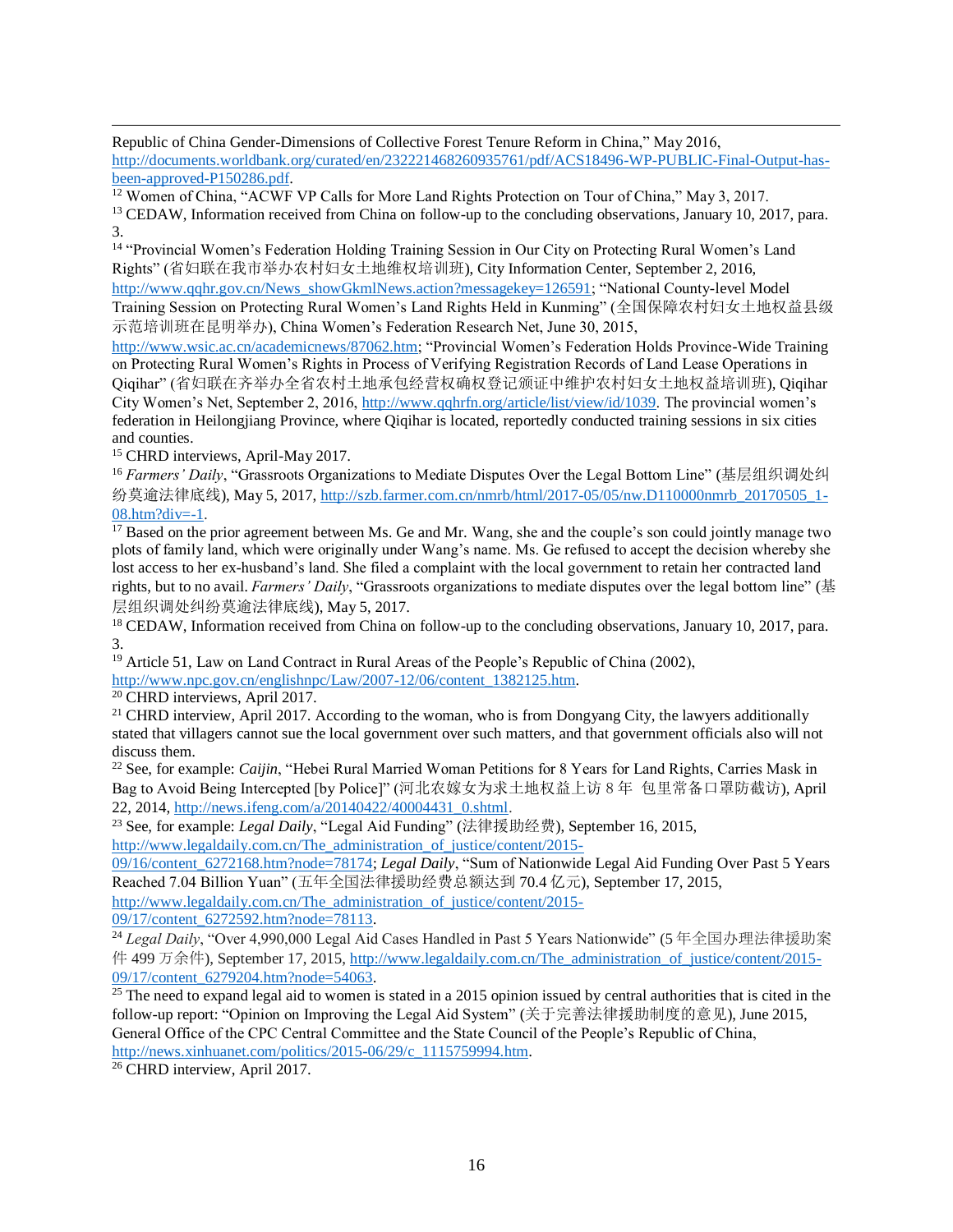Republic of China Gender-Dimensions of Collective Forest Tenure Reform in China," May 2016, http://documents.worldbank.org/curated/en/232221468260935761/pdf/ACS18496-WP-PUBLIC-Final-Output-has-been-approved-P150286.pdf.

[12] Women of China, "ACWF VP Calls for More Land Rights Protection on Tour of China," May 3, 2017.

[13] CEDAW, Information received from China on follow-up to the concluding observations, January 10, 2017, para. 3.

[14] "Provincial Women's Federation Holding Training Session in Our City on Protecting Rural Women's Land Rights" (省妇联在我市举办农村妇女土地维权培训班), City Information Center, September 2, 2016, http://www.qqhr.gov.cn/News_showGkmlNews.action?messagekey=126591; "National County-level Model Training Session on Protecting Rural Women's Land Rights Held in Kunming" (全国保障农村妇女土地权益县级示范培训班在昆明举办), China Women's Federation Research Net, June 30, 2015, http://www.wsic.ac.cn/academicnews/87062.htm; "Provincial Women's Federation Holds Province-Wide Training on Protecting Rural Women's Rights in Process of Verifying Registration Records of Land Lease Operations in Qiqihar" (省妇联在齐举办全省农村土地承包经营权确权登记颁证中维护农村妇女土地权益培训班), Qiqihar City Women's Net, September 2, 2016, http://www.qqhrfn.org/article/list/view/id/1039. The provincial women's federation in Heilongjiang Province, where Qiqihar is located, reportedly conducted training sessions in six cities and counties.

[15] CHRD interviews, April-May 2017.

[16] *Farmers' Daily*, "Grassroots Organizations to Mediate Disputes Over the Legal Bottom Line" (基层组织调处纠纷莫逾法律底线), May 5, 2017, http://szb.farmer.com.cn/nmrb/html/2017-05/05/nw.D110000nmrb_20170505_1-08.htm?div=-1.

[17] Based on the prior agreement between Ms. Ge and Mr. Wang, she and the couple's son could jointly manage two plots of family land, which were originally under Wang's name. Ms. Ge refused to accept the decision whereby she lost access to her ex-husband's land. She filed a complaint with the local government to retain her contracted land rights, but to no avail. *Farmers' Daily*, "Grassroots organizations to mediate disputes over the legal bottom line" (基层组织调处纠纷莫逾法律底线), May 5, 2017.

[18] CEDAW, Information received from China on follow-up to the concluding observations, January 10, 2017, para. 3.

[19] Article 51, Law on Land Contract in Rural Areas of the People's Republic of China (2002), http://www.npc.gov.cn/englishnpc/Law/2007-12/06/content_1382125.htm.

[20] CHRD interviews, April 2017.

[21] CHRD interview, April 2017. According to the woman, who is from Dongyang City, the lawyers additionally stated that villagers cannot sue the local government over such matters, and that government officials also will not discuss them.

[22] See, for example: *Caijin*, "Hebei Rural Married Woman Petitions for 8 Years for Land Rights, Carries Mask in Bag to Avoid Being Intercepted [by Police]" (河北农嫁女为求土地权益上访 8 年 包里常备口罩防截访), April 22, 2014, http://news.ifeng.com/a/20140422/40004431_0.shtml.

[23] See, for example: *Legal Daily*, "Legal Aid Funding" (法律援助经费), September 16, 2015, http://www.legaldaily.com.cn/The_administration_of_justice/content/2015-09/16/content_6272168.htm?node=78174; *Legal Daily*, "Sum of Nationwide Legal Aid Funding Over Past 5 Years Reached 7.04 Billion Yuan" (五年全国法律援助经费总额达到 70.4 亿元), September 17, 2015, http://www.legaldaily.com.cn/The_administration_of_justice/content/2015-09/17/content_6272592.htm?node=78113.

[24] *Legal Daily*, "Over 4,990,000 Legal Aid Cases Handled in Past 5 Years Nationwide" (5 年全国办理法律援助案件 499 万余件), September 17, 2015, http://www.legaldaily.com.cn/The_administration_of_justice/content/2015-09/17/content_6279204.htm?node=54063.

[25] The need to expand legal aid to women is stated in a 2015 opinion issued by central authorities that is cited in the follow-up report: "Opinion on Improving the Legal Aid System" (关于完善法律援助制度的意见), June 2015, General Office of the CPC Central Committee and the State Council of the People's Republic of China, http://news.xinhuanet.com/politics/2015-06/29/c_1115759994.htm.

[26] CHRD interview, April 2017.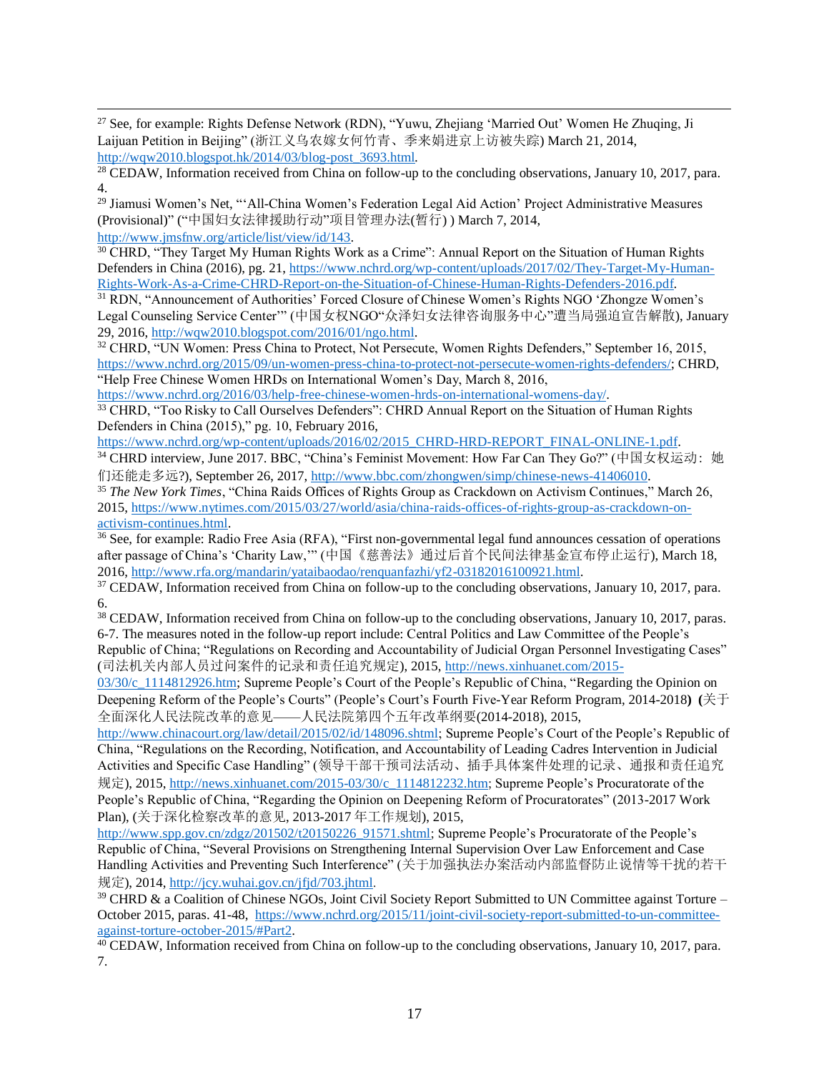[27] See, for example: Rights Defense Network (RDN), "Yuwu, Zhejiang 'Married Out' Women He Zhuqing, Ji Laijuan Petition in Beijing" (浙江义乌农嫁女何竹青、季来娟进京上访被失踪) March 21, 2014, http://wqw2010.blogspot.hk/2014/03/blog-post_3693.html.

[28] CEDAW, Information received from China on follow-up to the concluding observations, January 10, 2017, para. 4.

[29] Jiamusi Women's Net, "'All-China Women's Federation Legal Aid Action' Project Administrative Measures (Provisional)" ("中国妇女法律援助行动"项目管理办法(暂行) ) March 7, 2014, http://www.jmsfnw.org/article/list/view/id/143.

[30] CHRD, "They Target My Human Rights Work as a Crime": Annual Report on the Situation of Human Rights Defenders in China (2016), pg. 21, https://www.nchrd.org/wp-content/uploads/2017/02/They-Target-My-Human-Rights-Work-As-a-Crime-CHRD-Report-on-the-Situation-of-Chinese-Human-Rights-Defenders-2016.pdf.

[31] RDN, "Announcement of Authorities' Forced Closure of Chinese Women's Rights NGO 'Zhongze Women's Legal Counseling Service Center'" (中国女权NGO"众泽妇女法律咨询服务中心"遭当局强迫宣告解散), January 29, 2016, http://wqw2010.blogspot.com/2016/01/ngo.html.

[32] CHRD, "UN Women: Press China to Protect, Not Persecute, Women Rights Defenders," September 16, 2015, https://www.nchrd.org/2015/09/un-women-press-china-to-protect-not-persecute-women-rights-defenders/; CHRD, "Help Free Chinese Women HRDs on International Women's Day, March 8, 2016, https://www.nchrd.org/2016/03/help-free-chinese-women-hrds-on-international-womens-day/.

[33] CHRD, "Too Risky to Call Ourselves Defenders": CHRD Annual Report on the Situation of Human Rights Defenders in China (2015)," pg. 10, February 2016, https://www.nchrd.org/wp-content/uploads/2016/02/2015_CHRD-HRD-REPORT_FINAL-ONLINE-1.pdf.

[34] CHRD interview, June 2017. BBC, "China's Feminist Movement: How Far Can They Go?" (中国女权运动：她们还能走多远?), September 26, 2017, http://www.bbc.com/zhongwen/simp/chinese-news-41406010.

[35] *The New York Times*, "China Raids Offices of Rights Group as Crackdown on Activism Continues," March 26, 2015, https://www.nytimes.com/2015/03/27/world/asia/china-raids-offices-of-rights-group-as-crackdown-on-activism-continues.html.

[36] See, for example: Radio Free Asia (RFA), "First non-governmental legal fund announces cessation of operations after passage of China's 'Charity Law,'" (中国《慈善法》通过后首个民间法律基金宣布停止运行), March 18, 2016, http://www.rfa.org/mandarin/yataibaodao/renquanfazhi/yf2-03182016100921.html.

[37] CEDAW, Information received from China on follow-up to the concluding observations, January 10, 2017, para. 6.

[38] CEDAW, Information received from China on follow-up to the concluding observations, January 10, 2017, paras. 6-7. The measures noted in the follow-up report include: Central Politics and Law Committee of the People's Republic of China; "Regulations on Recording and Accountability of Judicial Organ Personnel Investigating Cases" (司法机关内部人员过问案件的记录和责任追究规定), 2015, http://news.xinhuanet.com/2015-03/30/c_1114812926.htm; Supreme People's Court of the People's Republic of China, "Regarding the Opinion on Deepening Reform of the People's Courts" (People's Court's Fourth Five-Year Reform Program, 2014-2018**)** **(**关于全面深化人民法院改革的意见——人民法院第四个五年改革纲要(2014-2018), 2015, http://www.chinacourt.org/law/detail/2015/02/id/148096.shtml; Supreme People's Court of the People's Republic of China, "Regulations on the Recording, Notification, and Accountability of Leading Cadres Intervention in Judicial Activities and Specific Case Handling" (领导干部干预司法活动、插手具体案件处理的记录、通报和责任追究规定), 2015, http://news.xinhuanet.com/2015-03/30/c_1114812232.htm; Supreme People's Procuratorate of the People's Republic of China, "Regarding the Opinion on Deepening Reform of Procuratorates" (2013-2017 Work Plan), (关于深化检察改革的意见, 2013-2017 年工作规划), 2015, http://www.spp.gov.cn/zdgz/201502/t20150226_91571.shtml; Supreme People's Procuratorate of the People's Republic of China, "Several Provisions on Strengthening Internal Supervision Over Law Enforcement and Case Handling Activities and Preventing Such Interference" (关于加强执法办案活动内部监督防止说情等干扰的若干规定), 2014, http://jcy.wuhai.gov.cn/jfjd/703.jhtml.

[39] CHRD & a Coalition of Chinese NGOs, Joint Civil Society Report Submitted to UN Committee against Torture – October 2015, paras. 41-48, https://www.nchrd.org/2015/11/joint-civil-society-report-submitted-to-un-committee-against-torture-october-2015/#Part2.

[40] CEDAW, Information received from China on follow-up to the concluding observations, January 10, 2017, para. 7.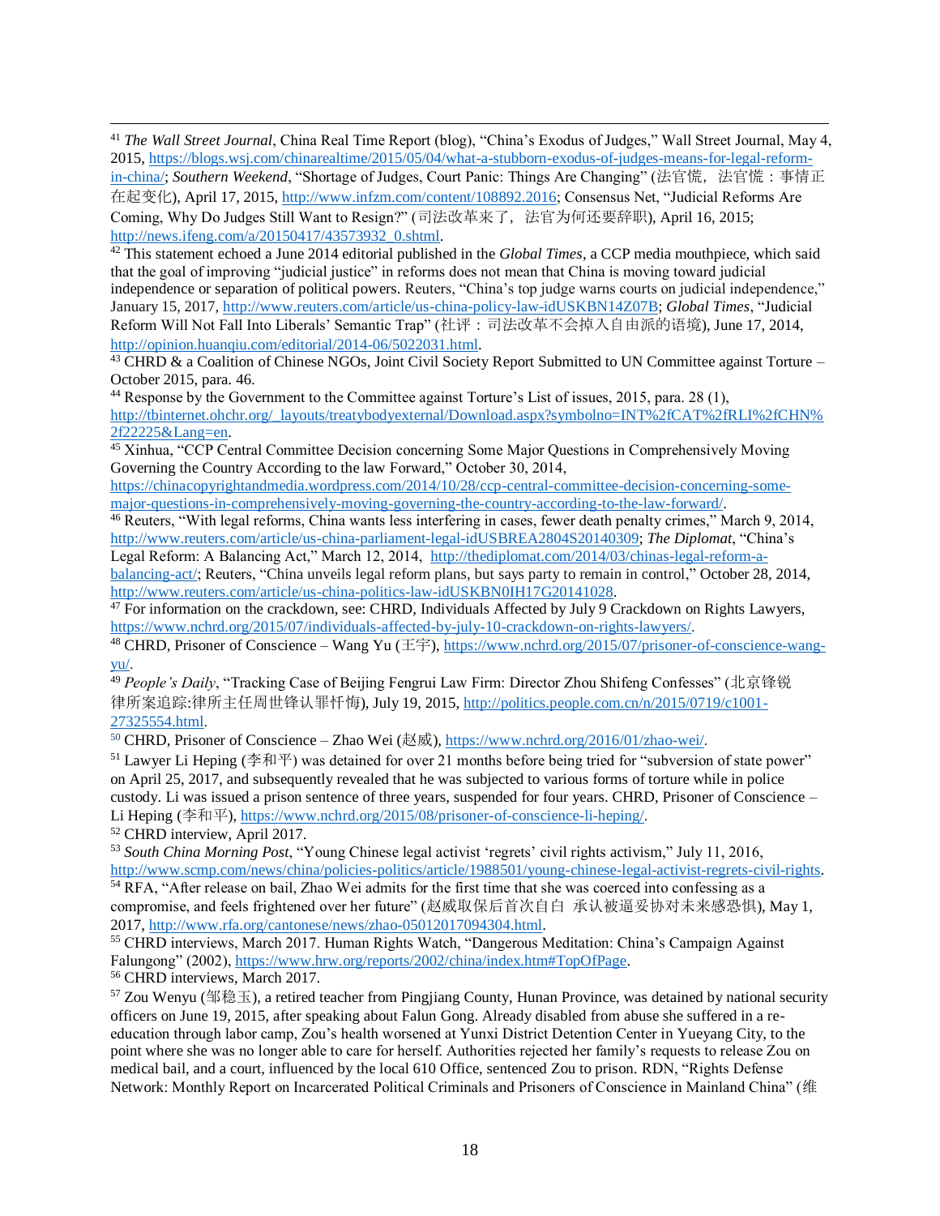[41] *The Wall Street Journal*, China Real Time Report (blog), "China's Exodus of Judges," Wall Street Journal, May 4, 2015, https://blogs.wsj.com/chinarealtime/2015/05/04/what-a-stubborn-exodus-of-judges-means-for-legal-reform-in-china/; *Southern Weekend*, "Shortage of Judges, Court Panic: Things Are Changing" (法官慌，法官慌：事情正在起变化), April 17, 2015, http://www.infzm.com/content/108892.2016; Consensus Net, "Judicial Reforms Are Coming, Why Do Judges Still Want to Resign?" (司法改革来了， 法官为何还要辞职), April 16, 2015; http://news.ifeng.com/a/20150417/43573932_0.shtml.

[42] This statement echoed a June 2014 editorial published in the *Global Times*, a CCP media mouthpiece, which said that the goal of improving "judicial justice" in reforms does not mean that China is moving toward judicial independence or separation of political powers. Reuters, "China's top judge warns courts on judicial independence," January 15, 2017, http://www.reuters.com/article/us-china-policy-law-idUSKBN14Z07B; *Global Times*, "Judicial Reform Will Not Fall Into Liberals' Semantic Trap" (社评：司法改革不会掉入自由派的语境), June 17, 2014, http://opinion.huanqiu.com/editorial/2014-06/5022031.html.

[43] CHRD & a Coalition of Chinese NGOs, Joint Civil Society Report Submitted to UN Committee against Torture – October 2015, para. 46.

[44] Response by the Government to the Committee against Torture's List of issues, 2015, para. 28 (1), http://tbinternet.ohchr.org/_layouts/treatybodyexternal/Download.aspx?symbolno=INT%2fCAT%2fRLI%2fCHN%2f22225&Lang=en.

[45] Xinhua, "CCP Central Committee Decision concerning Some Major Questions in Comprehensively Moving Governing the Country According to the law Forward," October 30, 2014, https://chinacopyrightandmedia.wordpress.com/2014/10/28/ccp-central-committee-decision-concerning-some-major-questions-in-comprehensively-moving-governing-the-country-according-to-the-law-forward/.

[46] Reuters, "With legal reforms, China wants less interfering in cases, fewer death penalty crimes," March 9, 2014, http://www.reuters.com/article/us-china-parliament-legal-idUSBREA2804S20140309; *The Diplomat*, "China's Legal Reform: A Balancing Act," March 12, 2014, http://thediplomat.com/2014/03/chinas-legal-reform-a-balancing-act/; Reuters, "China unveils legal reform plans, but says party to remain in control," October 28, 2014, http://www.reuters.com/article/us-china-politics-law-idUSKBN0IH17G20141028.

[47] For information on the crackdown, see: CHRD, Individuals Affected by July 9 Crackdown on Rights Lawyers, https://www.nchrd.org/2015/07/individuals-affected-by-july-10-crackdown-on-rights-lawyers/.

[48] CHRD, Prisoner of Conscience – Wang Yu (王宇), https://www.nchrd.org/2015/07/prisoner-of-conscience-wang-yu/.

[49] *People's Daily*, "Tracking Case of Beijing Fengrui Law Firm: Director Zhou Shifeng Confesses" (北京锋锐律所案追踪:律所主任周世锋认罪忏悔), July 19, 2015, http://politics.people.com.cn/n/2015/0719/c1001-27325554.html.

[50] CHRD, Prisoner of Conscience – Zhao Wei (赵威), https://www.nchrd.org/2016/01/zhao-wei/.

[51] Lawyer Li Heping (李和平) was detained for over 21 months before being tried for "subversion of state power" on April 25, 2017, and subsequently revealed that he was subjected to various forms of torture while in police custody. Li was issued a prison sentence of three years, suspended for four years. CHRD, Prisoner of Conscience – Li Heping (李和平), https://www.nchrd.org/2015/08/prisoner-of-conscience-li-heping/.

[52] CHRD interview, April 2017.

[53] *South China Morning Post*, "Young Chinese legal activist 'regrets' civil rights activism," July 11, 2016, http://www.scmp.com/news/china/policies-politics/article/1988501/young-chinese-legal-activist-regrets-civil-rights.

[54] RFA, "After release on bail, Zhao Wei admits for the first time that she was coerced into confessing as a compromise, and feels frightened over her future" (赵威取保后首次自白 承认被逼妥协对未来感恐惧), May 1, 2017, http://www.rfa.org/cantonese/news/zhao-05012017094304.html.

[55] CHRD interviews, March 2017. Human Rights Watch, "Dangerous Meditation: China's Campaign Against Falungong" (2002), https://www.hrw.org/reports/2002/china/index.htm#TopOfPage.

[56] CHRD interviews, March 2017.

[57] Zou Wenyu (邹稳玉), a retired teacher from Pingjiang County, Hunan Province, was detained by national security officers on June 19, 2015, after speaking about Falun Gong. Already disabled from abuse she suffered in a re-education through labor camp, Zou's health worsened at Yunxi District Detention Center in Yueyang City, to the point where she was no longer able to care for herself. Authorities rejected her family's requests to release Zou on medical bail, and a court, influenced by the local 610 Office, sentenced Zou to prison. RDN, "Rights Defense Network: Monthly Report on Incarcerated Political Criminals and Prisoners of Conscience in Mainland China" (维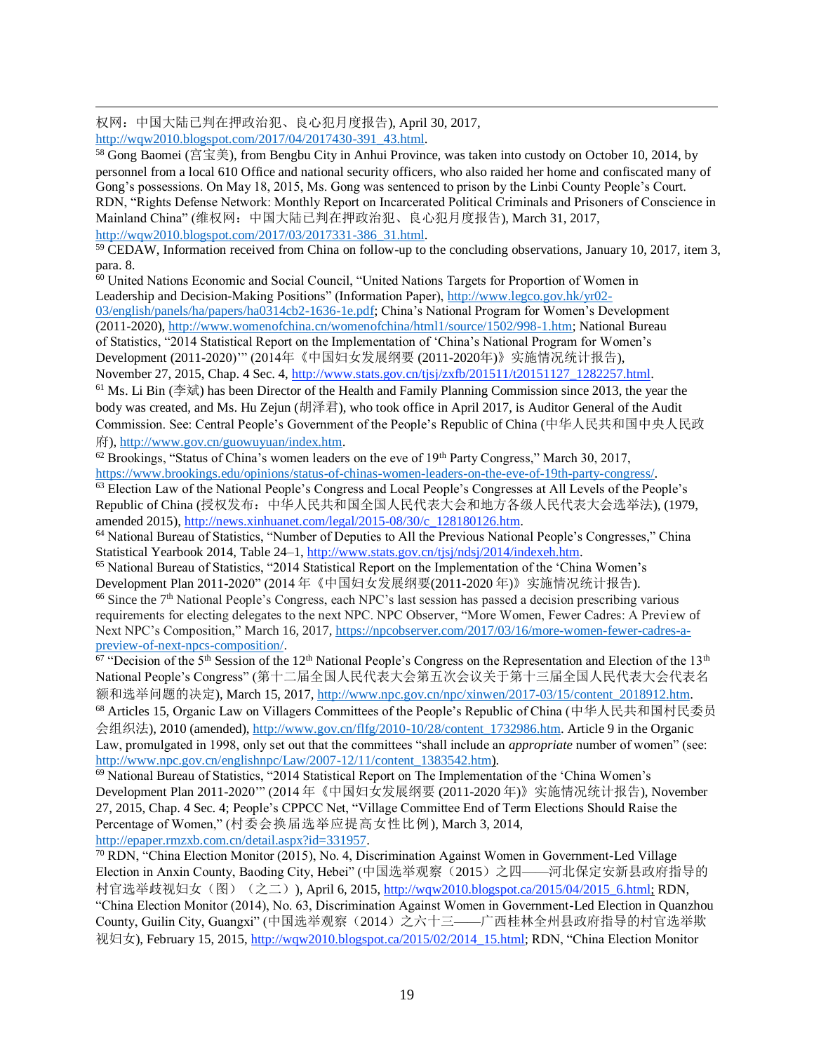权网：中国大陆已判在押政治犯、良心犯月度报告), April 30, 2017, http://wqw2010.blogspot.com/2017/04/2017430-391_43.html.

[58] Gong Baomei (宫宝美), from Bengbu City in Anhui Province, was taken into custody on October 10, 2014, by personnel from a local 610 Office and national security officers, who also raided her home and confiscated many of Gong's possessions. On May 18, 2015, Ms. Gong was sentenced to prison by the Linbi County People's Court. RDN, "Rights Defense Network: Monthly Report on Incarcerated Political Criminals and Prisoners of Conscience in Mainland China" (维权网：中国大陆已判在押政治犯、良心犯月度报告), March 31, 2017, http://wqw2010.blogspot.com/2017/03/2017331-386_31.html.

[59] CEDAW, Information received from China on follow-up to the concluding observations, January 10, 2017, item 3, para. 8.

[60] United Nations Economic and Social Council, "United Nations Targets for Proportion of Women in Leadership and Decision-Making Positions" (Information Paper), http://www.legco.gov.hk/yr02-03/english/panels/ha/papers/ha0314cb2-1636-1e.pdf; China's National Program for Women's Development (2011-2020), http://www.womenofchina.cn/womenofchina/html1/source/1502/998-1.htm; National Bureau of Statistics, "2014 Statistical Report on the Implementation of 'China's National Program for Women's Development (2011-2020)'" (2014年《中国妇女发展纲要 (2011-2020年)》实施情况统计报告), November 27, 2015, Chap. 4 Sec. 4, http://www.stats.gov.cn/tjsj/zxfb/201511/t20151127_1282257.html.

[61] Ms. Li Bin (李斌) has been Director of the Health and Family Planning Commission since 2013, the year the body was created, and Ms. Hu Zejun (胡泽君), who took office in April 2017, is Auditor General of the Audit Commission. See: Central People's Government of the People's Republic of China (中华人民共和国中央人民政府), http://www.gov.cn/guowuyuan/index.htm.

[62] Brookings, "Status of China's women leaders on the eve of 19th Party Congress," March 30, 2017, https://www.brookings.edu/opinions/status-of-chinas-women-leaders-on-the-eve-of-19th-party-congress/.

[63] Election Law of the National People's Congress and Local People's Congresses at All Levels of the People's Republic of China (授权发布：中华人民共和国全国人民代表大会和地方各级人民代表大会选举法), (1979, amended 2015), http://news.xinhuanet.com/legal/2015-08/30/c_128180126.htm.

[64] National Bureau of Statistics, "Number of Deputies to All the National People's Congresses," China Statistical Yearbook 2014, Table 24–1, http://www.stats.gov.cn/tjsj/ndsj/2014/indexeh.htm.

[65] National Bureau of Statistics, "2014 Statistical Report on the Implementation of the 'China Women's Development Plan 2011-2020" (2014 年《中国妇女发展纲要(2011-2020 年)》实施情况统计报告).

[66] Since the 7th National People's Congress, each NPC's last session has passed a decision prescribing various requirements for electing delegates to the next NPC. NPC Observer, "More Women, Fewer Cadres: A Preview of Next NPC's Composition," March 16, 2017, https://npcobserver.com/2017/03/16/more-women-fewer-cadres-a-preview-of-next-npcs-composition/.

[67] "Decision of the 5th Session of the 12th National People's Congress on the Representation and Election of the 13th National People's Congress" (第十二届全国人民代表大会第五次会议关于第十三届全国人民代表大会代表名额和选举问题的决定), March 15, 2017, http://www.npc.gov.cn/npc/xinwen/2017-03/15/content_2018912.htm.

[68] Articles 15, Organic Law on Villagers Committees of the People's Republic of China (中华人民共和国村民委员会组织法), 2010 (amended), http://www.gov.cn/flfg/2010-10/28/content_1732986.htm. Article 9 in the Organic Law, promulgated in 1998, only set out that the committees "shall include an *appropriate* number of women" (see: http://www.npc.gov.cn/englishnpc/Law/2007-12/11/content_1383542.htm).

[69] National Bureau of Statistics, "2014 Statistical Report on The Implementation of the 'China Women's Development Plan 2011-2020'" (2014 年《中国妇女发展纲要 (2011-2020 年)》实施情况统计报告), November 27, 2015, Chap. 4 Sec. 4; People's CPPCC Net, "Village Committee End of Term Elections Should Raise the Percentage of Women," (村委会换届选举应提高女性比例), March 3, 2014, http://epaper.rmzxb.com.cn/detail.aspx?id=331957.

[70] RDN, "China Election Monitor (2015), No. 4, Discrimination Against Women in Government-Led Village Election in Anxin County, Baoding City, Hebei" (中国选举观察（2015）之四——河北保定安新县政府指导的村官选举歧视妇女（图）（之二）), April 6, 2015, http://wqw2010.blogspot.ca/2015/04/2015_6.html; RDN, "China Election Monitor (2014), No. 63, Discrimination Against Women in Government-Led Election in Quanzhou County, Guilin City, Guangxi" (中国选举观察（2014）之六十三——广西桂林全州县政府指导的村官选举歧视妇女), February 15, 2015, http://wqw2010.blogspot.ca/2015/02/2014_15.html; RDN, "China Election Monitor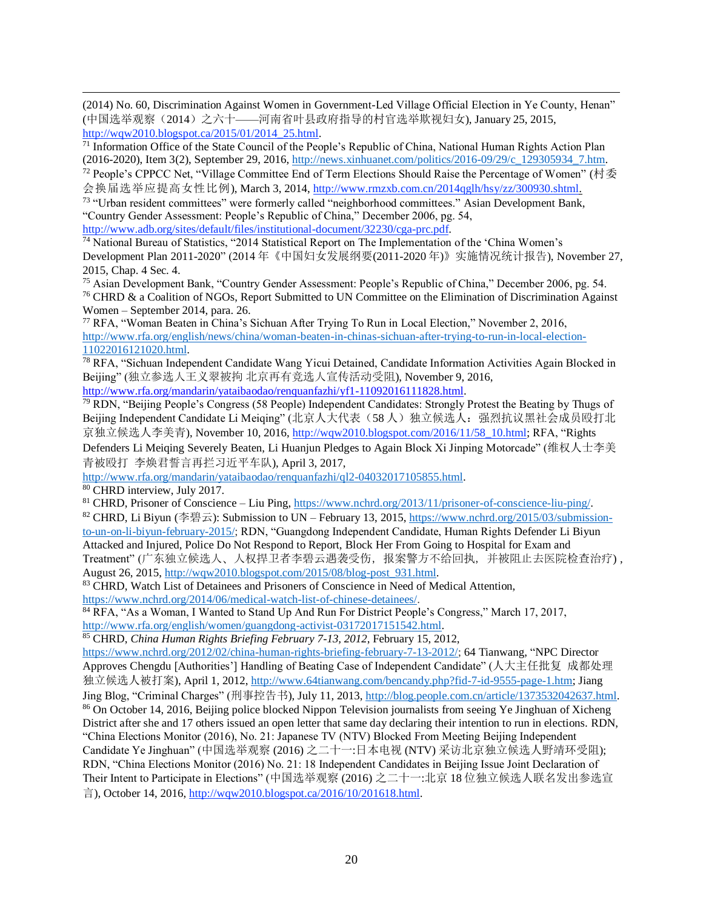(2014) No. 60, Discrimination Against Women in Government-Led Village Official Election in Ye County, Henan" (中国选举观察（2014）之六十——河南省叶县政府指导的村官选举欺视妇女), January 25, 2015, http://wqw2010.blogspot.ca/2015/01/2014_25.html.

[71] Information Office of the State Council of the People's Republic of China, National Human Rights Action Plan (2016-2020), Item 3(2), September 29, 2016, http://news.xinhuanet.com/politics/2016-09/29/c_129305934_7.htm.

[72] People's CPPCC Net, "Village Committee End of Term Elections Should Raise the Percentage of Women" (村委会换届选举应提高女性比例), March 3, 2014, http://www.rmzxb.com.cn/2014qglh/hsy/zz/300930.shtml.

[73] "Urban resident committees" were formerly called "neighborhood committees." Asian Development Bank, "Country Gender Assessment: People's Republic of China," December 2006, pg. 54, http://www.adb.org/sites/default/files/institutional-document/32230/cga-prc.pdf.

[74] National Bureau of Statistics, "2014 Statistical Report on The Implementation of the 'China Women's Development Plan 2011-2020" (2014 年《中国妇女发展纲要(2011-2020 年)》实施情况统计报告), November 27, 2015, Chap. 4 Sec. 4.

[75] Asian Development Bank, "Country Gender Assessment: People's Republic of China," December 2006, pg. 54.

[76] CHRD & a Coalition of NGOs, Report Submitted to UN Committee on the Elimination of Discrimination Against Women – September 2014, para. 26.

[77] RFA, "Woman Beaten in China's Sichuan After Trying To Run in Local Election," November 2, 2016, http://www.rfa.org/english/news/china/woman-beaten-in-chinas-sichuan-after-trying-to-run-in-local-election-11022016121020.html.

[78] RFA, "Sichuan Independent Candidate Wang Yicui Detained, Candidate Information Activities Again Blocked in Beijing" (独立参选人王义翠被拘 北京再有竞选人宣传活动受阻), November 9, 2016, http://www.rfa.org/mandarin/yataibaodao/renquanfazhi/yf1-11092016111828.html.

[79] RDN, "Beijing People's Congress (58 People) Independent Candidates: Strongly Protest the Beating by Thugs of Beijing Independent Candidate Li Meiqing" (北京人大代表（58 人）独立候选人：强烈抗议黑社会成员殴打北京独立候选人李美青), November 10, 2016, http://wqw2010.blogspot.com/2016/11/58_10.html; RFA, "Rights Defenders Li Meiqing Severely Beaten, Li Huanjun Pledges to Again Block Xi Jinping Motorcade" (维权人士李美青被殴打 李焕君誓言再拦习近平车队), April 3, 2017, http://www.rfa.org/mandarin/yataibaodao/renquanfazhi/ql2-04032017105855.html.

[80] CHRD interview, July 2017.

[81] CHRD, Prisoner of Conscience – Liu Ping, https://www.nchrd.org/2013/11/prisoner-of-conscience-liu-ping/.

[82] CHRD, Li Biyun (李碧云): Submission to UN – February 13, 2015, https://www.nchrd.org/2015/03/submission-to-un-on-li-biyun-february-2015/; RDN, "Guangdong Independent Candidate, Human Rights Defender Li Biyun Attacked and Injured, Police Do Not Respond to Report, Block Her From Going to Hospital for Exam and Treatment" (广东独立候选人、人权捍卫者李碧云遇袭受伤，报案警方不给回执，并被阻止去医院检查治疗) , August 26, 2015, http://wqw2010.blogspot.com/2015/08/blog-post_931.html.

[83] CHRD, Watch List of Detainees and Prisoners of Conscience in Need of Medical Attention, https://www.nchrd.org/2014/06/medical-watch-list-of-chinese-detainees/.

[84] RFA, "As a Woman, I Wanted to Stand Up And Run For District People's Congress," March 17, 2017, http://www.rfa.org/english/women/guangdong-activist-03172017151542.html.

[85] CHRD, *China Human Rights Briefing February 7-13, 2012*, February 15, 2012, https://www.nchrd.org/2012/02/china-human-rights-briefing-february-7-13-2012/; 64 Tianwang, "NPC Director Approves Chengdu [Authorities'] Handling of Beating Case of Independent Candidate" (人大主任批复 成都处理独立候选人被打案), April 1, 2012, http://www.64tianwang.com/bencandy.php?fid-7-id-9555-page-1.htm; Jiang Jing Blog, "Criminal Charges" (刑事控告书), July 11, 2013, http://blog.people.com.cn/article/1373532042637.html.

[86] On October 14, 2016, Beijing police blocked Nippon Television journalists from seeing Ye Jinghuan of Xicheng District after she and 17 others issued an open letter that same day declaring their intention to run in elections. RDN, "China Elections Monitor (2016), No. 21: Japanese TV (NTV) Blocked From Meeting Beijing Independent Candidate Ye Jinghuan" (中国选举观察 (2016) 之二十一:日本电视 (NTV) 采访北京独立候选人野靖环受阻); RDN, "China Elections Monitor (2016) No. 21: 18 Independent Candidates in Beijing Issue Joint Declaration of Their Intent to Participate in Elections" (中国选举观察 (2016) 之二十一:北京 18 位独立候选人联名发出参选宣言), October 14, 2016, http://wqw2010.blogspot.ca/2016/10/201618.html.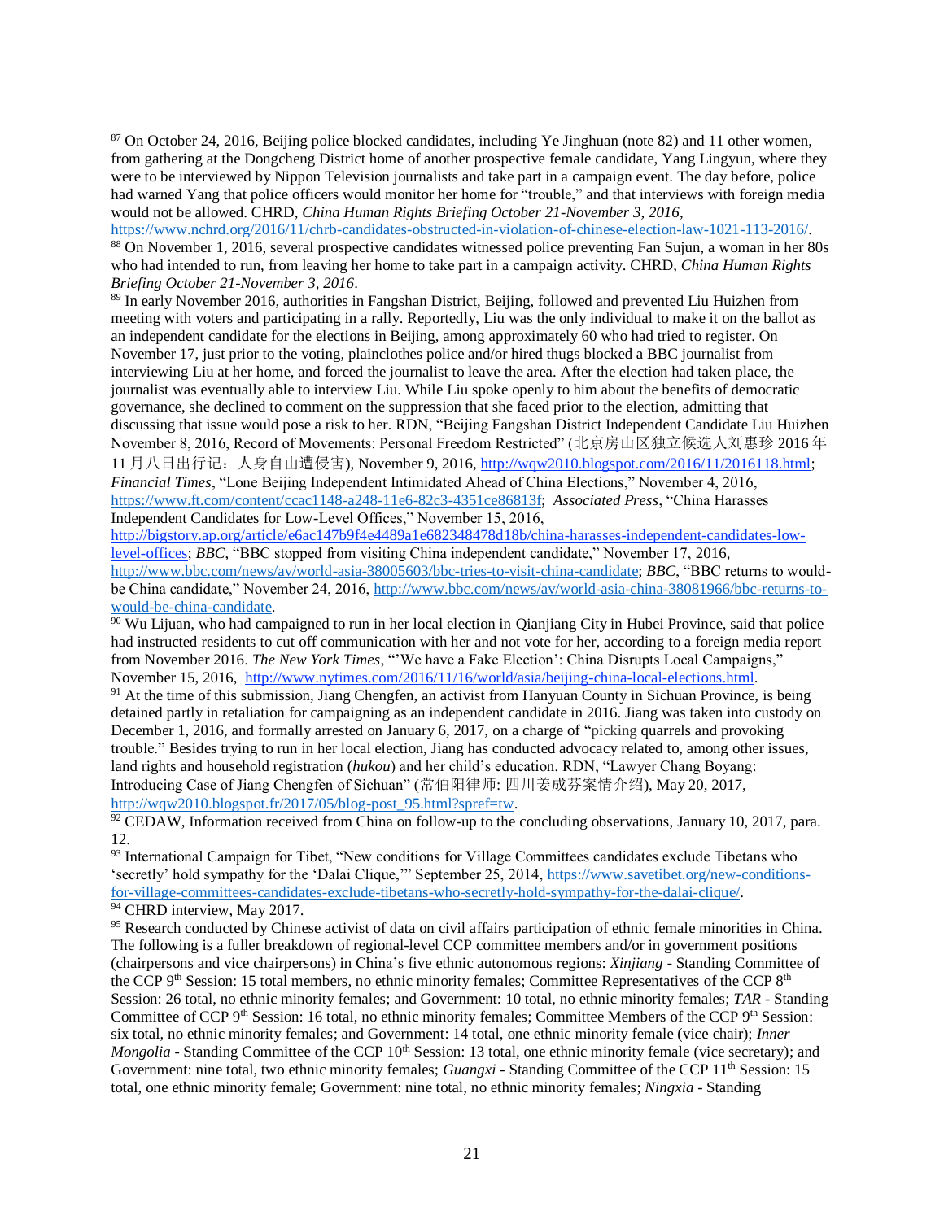[87] On October 24, 2016, Beijing police blocked candidates, including Ye Jinghuan (note 82) and 11 other women, from gathering at the Dongcheng District home of another prospective female candidate, Yang Lingyun, where they were to be interviewed by Nippon Television journalists and take part in a campaign event. The day before, police had warned Yang that police officers would monitor her home for "trouble," and that interviews with foreign media would not be allowed. CHRD, *China Human Rights Briefing October 21-November 3, 2016*, https://www.nchrd.org/2016/11/chrb-candidates-obstructed-in-violation-of-chinese-election-law-1021-113-2016/.

[88] On November 1, 2016, several prospective candidates witnessed police preventing Fan Sujun, a woman in her 80s who had intended to run, from leaving her home to take part in a campaign activity. CHRD, *China Human Rights Briefing October 21-November 3, 2016*.

[89] In early November 2016, authorities in Fangshan District, Beijing, followed and prevented Liu Huizhen from meeting with voters and participating in a rally. Reportedly, Liu was the only individual to make it on the ballot as an independent candidate for the elections in Beijing, among approximately 60 who had tried to register. On November 17, just prior to the voting, plainclothes police and/or hired thugs blocked a BBC journalist from interviewing Liu at her home, and forced the journalist to leave the area. After the election had taken place, the journalist was eventually able to interview Liu. While Liu spoke openly to him about the benefits of democratic governance, she declined to comment on the suppression that she faced prior to the election, admitting that discussing that issue would pose a risk to her. RDN, "Beijing Fangshan District Independent Candidate Liu Huizhen November 8, 2016, Record of Movements: Personal Freedom Restricted" (北京房山区独立候选人刘惠珍 2016 年 11 月八日出行记：人身自由遭侵害), November 9, 2016, http://wqw2010.blogspot.com/2016/11/2016118.html; *Financial Times*, "Lone Beijing Independent Intimidated Ahead of China Elections," November 4, 2016, https://www.ft.com/content/ccac1148-a248-11e6-82c3-4351ce86813f; *Associated Press*, "China Harasses Independent Candidates for Low-Level Offices," November 15, 2016, http://bigstory.ap.org/article/e6ac147b9f4e4489a1e682348478d18b/china-harasses-independent-candidates-low-level-offices; *BBC*, "BBC stopped from visiting China independent candidate," November 17, 2016, http://www.bbc.com/news/av/world-asia-38005603/bbc-tries-to-visit-china-candidate; *BBC*, "BBC returns to would-be China candidate," November 24, 2016, http://www.bbc.com/news/av/world-asia-china-38081966/bbc-returns-to-would-be-china-candidate.

[90] Wu Lijuan, who had campaigned to run in her local election in Qianjiang City in Hubei Province, said that police had instructed residents to cut off communication with her and not vote for her, according to a foreign media report from November 2016. *The New York Times*, "'We have a Fake Election': China Disrupts Local Campaigns," November 15, 2016, http://www.nytimes.com/2016/11/16/world/asia/beijing-china-local-elections.html.

[91] At the time of this submission, Jiang Chengfen, an activist from Hanyuan County in Sichuan Province, is being detained partly in retaliation for campaigning as an independent candidate in 2016. Jiang was taken into custody on December 1, 2016, and formally arrested on January 6, 2017, on a charge of "picking quarrels and provoking trouble." Besides trying to run in her local election, Jiang has conducted advocacy related to, among other issues, land rights and household registration (*hukou*) and her child's education. RDN, "Lawyer Chang Boyang: Introducing Case of Jiang Chengfen of Sichuan" (常伯阳律师: 四川姜成芬案情介绍), May 20, 2017, http://wqw2010.blogspot.fr/2017/05/blog-post_95.html?spref=tw.

[92] CEDAW, Information received from China on follow-up to the concluding observations, January 10, 2017, para. 12.

[93] International Campaign for Tibet, "New conditions for Village Committees candidates exclude Tibetans who 'secretly' hold sympathy for the 'Dalai Clique,'" September 25, 2014, https://www.savetibet.org/new-conditions-for-village-committees-candidates-exclude-tibetans-who-secretly-hold-sympathy-for-the-dalai-clique/.

[94] CHRD interview, May 2017.

[95] Research conducted by Chinese activist of data on civil affairs participation of ethnic female minorities in China. The following is a fuller breakdown of regional-level CCP committee members and/or in government positions (chairpersons and vice chairpersons) in China's five ethnic autonomous regions: *Xinjiang* - Standing Committee of the CCP 9th Session: 15 total members, no ethnic minority females; Committee Representatives of the CCP 8th Session: 26 total, no ethnic minority females; and Government: 10 total, no ethnic minority females; *TAR* - Standing Committee of CCP 9th Session: 16 total, no ethnic minority females; Committee Members of the CCP 9th Session: six total, no ethnic minority females; and Government: 14 total, one ethnic minority female (vice chair); *Inner Mongolia* - Standing Committee of the CCP 10th Session: 13 total, one ethnic minority female (vice secretary); and Government: nine total, two ethnic minority females; *Guangxi* - Standing Committee of the CCP 11th Session: 15 total, one ethnic minority female; Government: nine total, no ethnic minority females; *Ningxia* - Standing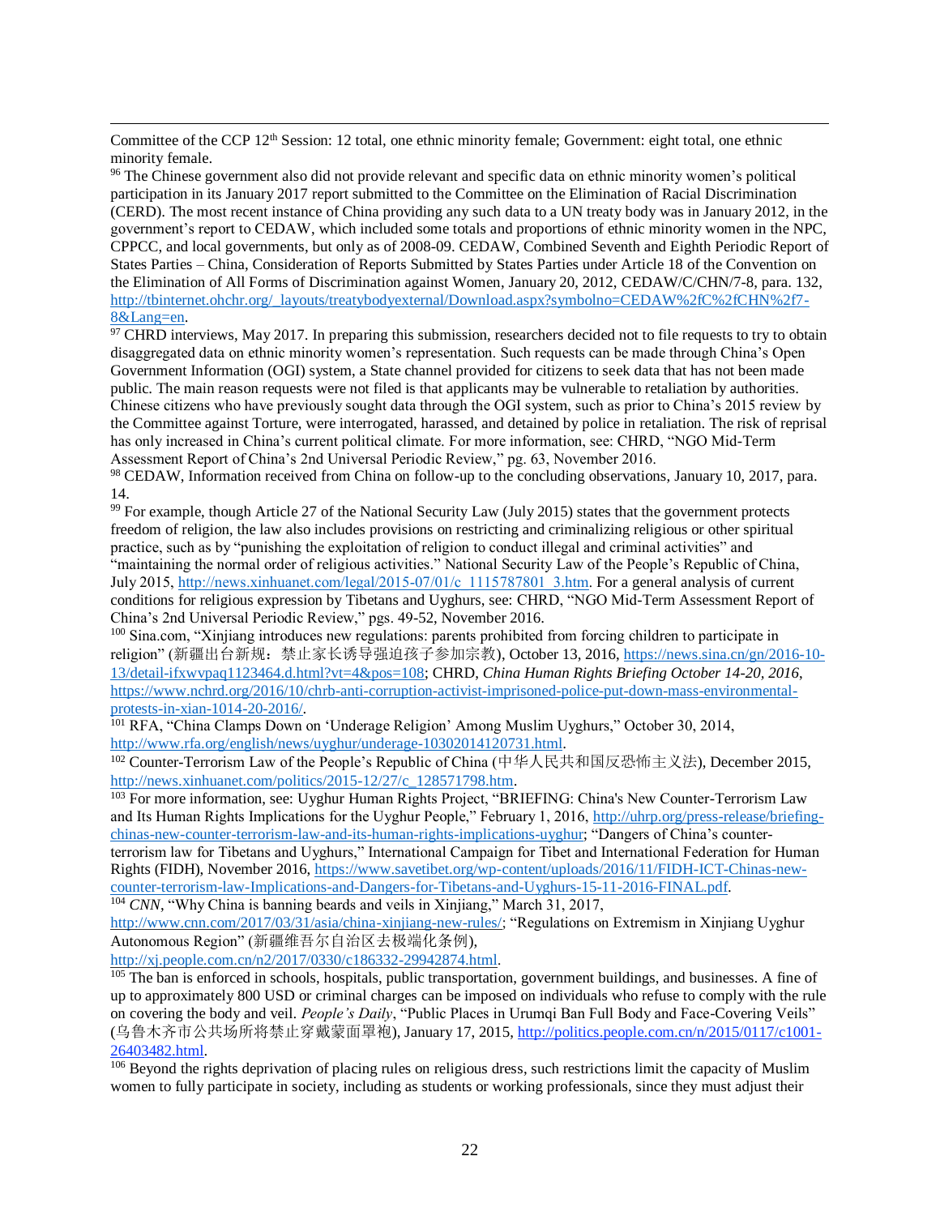Committee of the CCP 12th Session: 12 total, one ethnic minority female; Government: eight total, one ethnic minority female.

[96] The Chinese government also did not provide relevant and specific data on ethnic minority women's political participation in its January 2017 report submitted to the Committee on the Elimination of Racial Discrimination (CERD). The most recent instance of China providing any such data to a UN treaty body was in January 2012, in the government's report to CEDAW, which included some totals and proportions of ethnic minority women in the NPC, CPPCC, and local governments, but only as of 2008-09. CEDAW, Combined Seventh and Eighth Periodic Report of States Parties – China, Consideration of Reports Submitted by States Parties under Article 18 of the Convention on the Elimination of All Forms of Discrimination against Women, January 20, 2012, CEDAW/C/CHN/7-8, para. 132, http://tbinternet.ohchr.org/_layouts/treatybodyexternal/Download.aspx?symbolno=CEDAW%2fC%2fCHN%2f7-8&Lang=en.

[97] CHRD interviews, May 2017. In preparing this submission, researchers decided not to file requests to try to obtain disaggregated data on ethnic minority women's representation. Such requests can be made through China's Open Government Information (OGI) system, a State channel provided for citizens to seek data that has not been made public. The main reason requests were not filed is that applicants may be vulnerable to retaliation by authorities. Chinese citizens who have previously sought data through the OGI system, such as prior to China's 2015 review by the Committee against Torture, were interrogated, harassed, and detained by police in retaliation. The risk of reprisal has only increased in China's current political climate. For more information, see: CHRD, "NGO Mid-Term Assessment Report of China's 2nd Universal Periodic Review," pg. 63, November 2016.

[98] CEDAW, Information received from China on follow-up to the concluding observations, January 10, 2017, para. 14.

[99] For example, though Article 27 of the National Security Law (July 2015) states that the government protects freedom of religion, the law also includes provisions on restricting and criminalizing religious or other spiritual practice, such as by "punishing the exploitation of religion to conduct illegal and criminal activities" and "maintaining the normal order of religious activities." National Security Law of the People's Republic of China, July 2015, http://news.xinhuanet.com/legal/2015-07/01/c_1115787801_3.htm. For a general analysis of current conditions for religious expression by Tibetans and Uyghurs, see: CHRD, "NGO Mid-Term Assessment Report of China's 2nd Universal Periodic Review," pgs. 49-52, November 2016.

[100] Sina.com, "Xinjiang introduces new regulations: parents prohibited from forcing children to participate in religion" (新疆出台新规：禁止家长诱导强迫孩子参加宗教), October 13, 2016, https://news.sina.cn/gn/2016-10-13/detail-ifxwvpaq1123464.d.html?vt=4&pos=108; CHRD, *China Human Rights Briefing October 14-20, 2016*, https://www.nchrd.org/2016/10/chrb-anti-corruption-activist-imprisoned-police-put-down-mass-environmental-protests-in-xian-1014-20-2016/.

[101] RFA, "China Clamps Down on 'Underage Religion' Among Muslim Uyghurs," October 30, 2014, http://www.rfa.org/english/news/uyghur/underage-10302014120731.html.

[102] Counter-Terrorism Law of the People's Republic of China (中华人民共和国反恐怖主义法), December 2015, http://news.xinhuanet.com/politics/2015-12/27/c_128571798.htm.

[103] For more information, see: Uyghur Human Rights Project, "BRIEFING: China's New Counter-Terrorism Law and Its Human Rights Implications for the Uyghur People," February 1, 2016, http://uhrp.org/press-release/briefing-chinas-new-counter-terrorism-law-and-its-human-rights-implications-uyghur; "Dangers of China's counter-terrorism law for Tibetans and Uyghurs," International Campaign for Tibet and International Federation for Human Rights (FIDH), November 2016, https://www.savetibet.org/wp-content/uploads/2016/11/FIDH-ICT-Chinas-new-counter-terrorism-law-Implications-and-Dangers-for-Tibetans-and-Uyghurs-15-11-2016-FINAL.pdf.

[104] *CNN*, "Why China is banning beards and veils in Xinjiang," March 31, 2017, http://www.cnn.com/2017/03/31/asia/china-xinjiang-new-rules/; "Regulations on Extremism in Xinjiang Uyghur Autonomous Region" (新疆维吾尔自治区去极端化条例), http://xj.people.com.cn/n2/2017/0330/c186332-29942874.html.

[105] The ban is enforced in schools, hospitals, public transportation, government buildings, and businesses. A fine of up to approximately 800 USD or criminal charges can be imposed on individuals who refuse to comply with the rule on covering the body and veil. *People's Daily*, "Public Places in Urumqi Ban Full Body and Face-Covering Veils" (乌鲁木齐市公共场所将禁止穿戴蒙面罩袍), January 17, 2015, http://politics.people.com.cn/n/2015/0117/c1001-26403482.html.

[106] Beyond the rights deprivation of placing rules on religious dress, such restrictions limit the capacity of Muslim women to fully participate in society, including as students or working professionals, since they must adjust their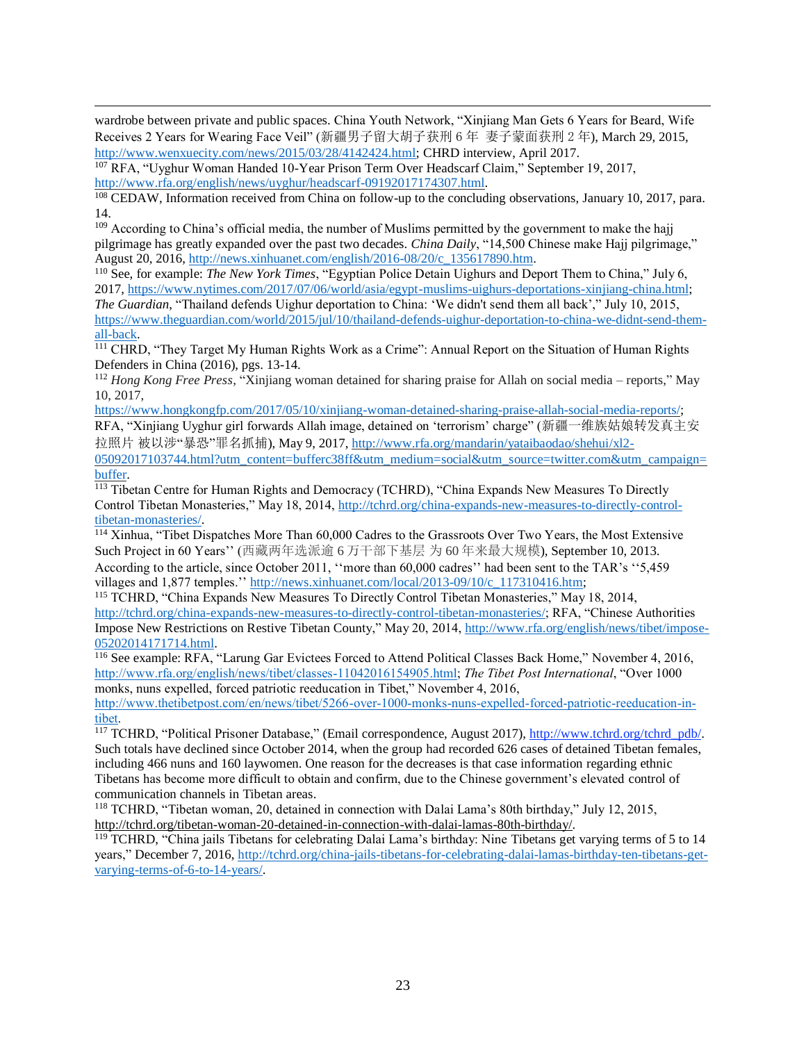wardrobe between private and public spaces. China Youth Network, "Xinjiang Man Gets 6 Years for Beard, Wife Receives 2 Years for Wearing Face Veil" (新疆男子留大胡子获刑 6 年 妻子蒙面获刑 2 年), March 29, 2015, http://www.wenxuecity.com/news/2015/03/28/4142424.html; CHRD interview, April 2017.

[107] RFA, "Uyghur Woman Handed 10-Year Prison Term Over Headscarf Claim," September 19, 2017, http://www.rfa.org/english/news/uyghur/headscarf-09192017174307.html.

[108] CEDAW, Information received from China on follow-up to the concluding observations, January 10, 2017, para. 14.

[109] According to China's official media, the number of Muslims permitted by the government to make the hajj pilgrimage has greatly expanded over the past two decades. *China Daily*, "14,500 Chinese make Hajj pilgrimage," August 20, 2016, http://news.xinhuanet.com/english/2016-08/20/c_135617890.htm.

[110] See, for example: *The New York Times*, "Egyptian Police Detain Uighurs and Deport Them to China," July 6, 2017, https://www.nytimes.com/2017/07/06/world/asia/egypt-muslims-uighurs-deportations-xinjiang-china.html; *The Guardian*, "Thailand defends Uighur deportation to China: 'We didn't send them all back'," July 10, 2015, https://www.theguardian.com/world/2015/jul/10/thailand-defends-uighur-deportation-to-china-we-didnt-send-them-all-back.

[111] CHRD, "They Target My Human Rights Work as a Crime": Annual Report on the Situation of Human Rights Defenders in China (2016), pgs. 13-14.

[112] *Hong Kong Free Press*, "Xinjiang woman detained for sharing praise for Allah on social media – reports," May 10, 2017, https://www.hongkongfp.com/2017/05/10/xinjiang-woman-detained-sharing-praise-allah-social-media-reports/; RFA, "Xinjiang Uyghur girl forwards Allah image, detained on 'terrorism' charge" (新疆一维族姑娘转发真主安拉照片 被以涉"暴恐"罪名抓捕), May 9, 2017, http://www.rfa.org/mandarin/yataibaodao/shehui/xl2-05092017103744.html?utm_content=bufferc38ff&utm_medium=social&utm_source=twitter.com&utm_campaign=buffer.

[113] Tibetan Centre for Human Rights and Democracy (TCHRD), "China Expands New Measures To Directly Control Tibetan Monasteries," May 18, 2014, http://tchrd.org/china-expands-new-measures-to-directly-control-tibetan-monasteries/.

[114] Xinhua, "Tibet Dispatches More Than 60,000 Cadres to the Grassroots Over Two Years, the Most Extensive Such Project in 60 Years'' (西藏两年选派逾 6 万干部下基层 为 60 年来最大规模), September 10, 2013. According to the article, since October 2011, ''more than 60,000 cadres'' had been sent to the TAR's ''5,459 villages and 1,877 temples.'' http://news.xinhuanet.com/local/2013-09/10/c_117310416.htm;

[115] TCHRD, "China Expands New Measures To Directly Control Tibetan Monasteries," May 18, 2014, http://tchrd.org/china-expands-new-measures-to-directly-control-tibetan-monasteries/; RFA, "Chinese Authorities Impose New Restrictions on Restive Tibetan County," May 20, 2014, http://www.rfa.org/english/news/tibet/impose-05202014171714.html.

[116] See example: RFA, "Larung Gar Evictees Forced to Attend Political Classes Back Home," November 4, 2016, http://www.rfa.org/english/news/tibet/classes-11042016154905.html; *The Tibet Post International*, "Over 1000 monks, nuns expelled, forced patriotic reeducation in Tibet," November 4, 2016, http://www.thetibetpost.com/en/news/tibet/5266-over-1000-monks-nuns-expelled-forced-patriotic-reeducation-in-tibet.

[117] TCHRD, "Political Prisoner Database," (Email correspondence, August 2017), http://www.tchrd.org/tchrd_pdb/. Such totals have declined since October 2014, when the group had recorded 626 cases of detained Tibetan females, including 466 nuns and 160 laywomen. One reason for the decreases is that case information regarding ethnic Tibetans has become more difficult to obtain and confirm, due to the Chinese government's elevated control of communication channels in Tibetan areas.

[118] TCHRD, "Tibetan woman, 20, detained in connection with Dalai Lama's 80th birthday," July 12, 2015, http://tchrd.org/tibetan-woman-20-detained-in-connection-with-dalai-lamas-80th-birthday/.

[119] TCHRD, "China jails Tibetans for celebrating Dalai Lama's birthday: Nine Tibetans get varying terms of 5 to 14 years," December 7, 2016, http://tchrd.org/china-jails-tibetans-for-celebrating-dalai-lamas-birthday-ten-tibetans-get-varying-terms-of-6-to-14-years/.